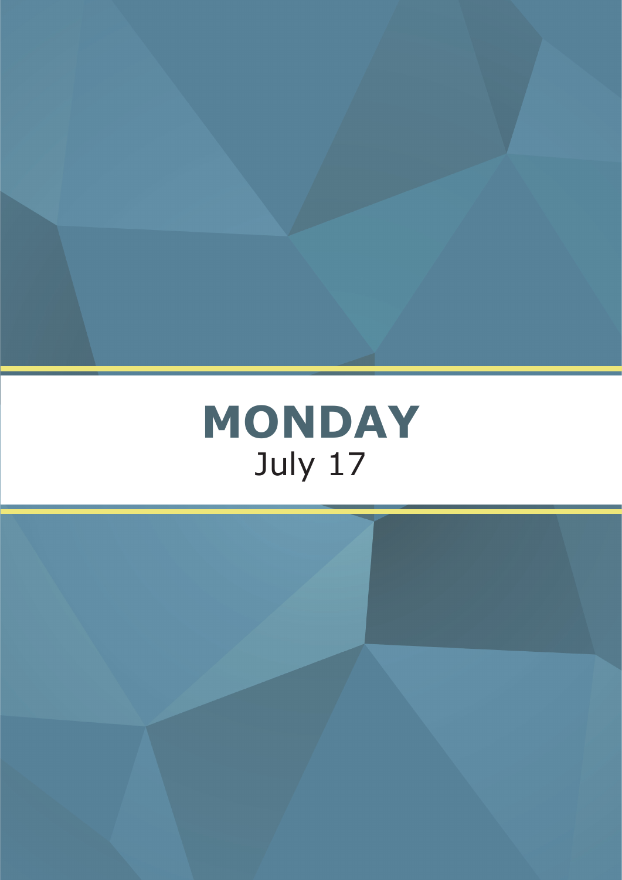# MONDAY

July 17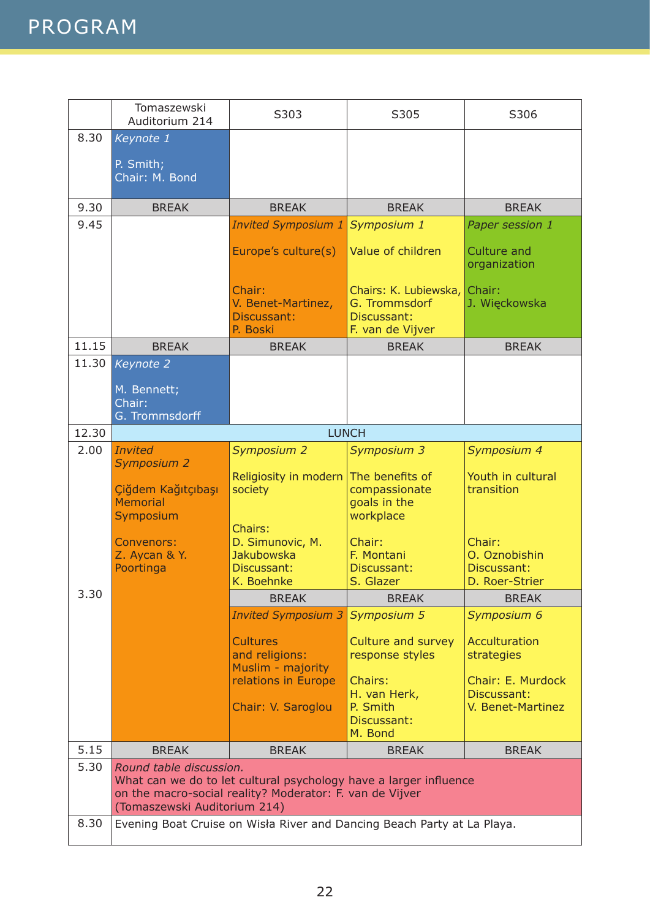# PROGRAM

| | Tomaszewski Auditorium 214 | S303 | S305 | S306 |
|---|---|---|---|---|
| 8.30 | *Keynote 1*<br><br>P. Smith;<br>Chair: M. Bond | | | |
| 9.30 | BREAK | BREAK | BREAK | BREAK |
| 9.45 | | *Invited Symposium 1*<br><br>Europe's culture(s)<br><br>Chair:<br>V. Benet-Martinez,<br>Discussant:<br>P. Boski | *Symposium 1*<br><br>Value of children<br><br>Chairs: K. Lubiewska, G. Trommsdorf<br>Discussant:<br>F. van de Vijver | *Paper session 1*<br><br>Culture and organization<br><br>Chair:<br>J. Więckowska |
| 11.15 | BREAK | BREAK | BREAK | BREAK |
| 11.30 | *Keynote 2*<br><br>M. Bennett;<br>Chair:<br>G. Trommsdorff | | | |
| 12.30 | LUNCH | | | |
| 2.00 | *Invited Symposium 2*<br><br>Çiğdem Kağıtçıbaşı Memorial Symposium<br><br>Convenors:<br>Z. Aycan & Y. Poortinga | *Symposium 2*<br><br>Religiosity in modern society<br><br>Chairs:<br>D. Simunovic, M. Jakubowska<br>Discussant:<br>K. Boehnke | *Symposium 3*<br><br>The benefits of compassionate goals in the workplace<br><br>Chair:<br>F. Montani<br>Discussant:<br>S. Glazer | *Symposium 4*<br><br>Youth in cultural transition<br><br>Chair:<br>O. Oznobishin<br>Discussant:<br>D. Roer-Strier |
| 3.30 | | BREAK | BREAK | BREAK |
| | | *Invited Symposium 3*<br><br>Cultures and religions: Muslim - majority relations in Europe<br><br>Chair: V. Saroglou | *Symposium 5*<br><br>Culture and survey response styles<br><br>Chairs:<br>H. van Herk,<br>P. Smith<br>Discussant:<br>M. Bond | *Symposium 6*<br><br>Acculturation strategies<br><br>Chair: E. Murdock<br>Discussant:<br>V. Benet-Martinez |
| 5.15 | BREAK | BREAK | BREAK | BREAK |
| 5.30 | *Round table discussion.*<br>What can we do to let cultural psychology have a larger influence on the macro-social reality? Moderator: F. van de Vijver<br>(Tomaszewski Auditorium 214) | | | |
| 8.30 | Evening Boat Cruise on Wisła River and Dancing Beach Party at La Playa. | | | |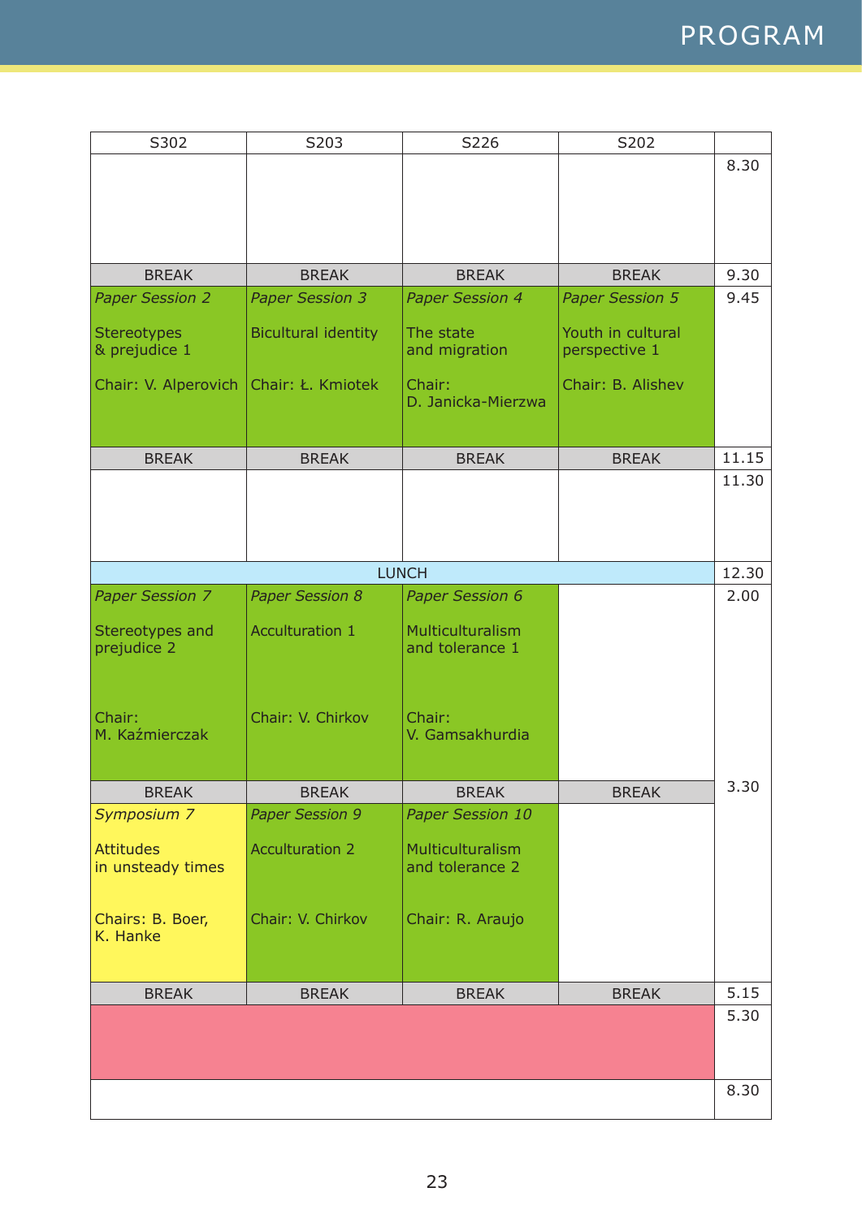# PROGRAM

| S302 | S203 | S226 | S202 | |
|---|---|---|---|---|
| | | | | 8.30 |
| BREAK | BREAK | BREAK | BREAK | 9.30 |
| *Paper Session 2* Stereotypes & prejudice 1 Chair: V. Alperovich | *Paper Session 3* Bicultural identity Chair: Ł. Kmiotek | *Paper Session 4* The state and migration Chair: D. Janicka-Mierzwa | *Paper Session 5* Youth in cultural perspective 1 Chair: B. Alishev | 9.45 |
| BREAK | BREAK | BREAK | BREAK | 11.15 |
| | | | | 11.30 |
| LUNCH | | | | 12.30 |
| *Paper Session 7* Stereotypes and prejudice 2 Chair: M. Kaźmierczak | *Paper Session 8* Acculturation 1 Chair: V. Chirkov | *Paper Session 6* Multiculturalism and tolerance 1 Chair: V. Gamsakhurdia | | 2.00 |
| BREAK | BREAK | BREAK | BREAK | 3.30 |
| *Symposium 7* Attitudes in unsteady times Chairs: B. Boer, K. Hanke | *Paper Session 9* Acculturation 2 Chair: V. Chirkov | *Paper Session 10* Multiculturalism and tolerance 2 Chair: R. Araujo | | |
| BREAK | BREAK | BREAK | BREAK | 5.15 |
| | | | | 5.30 |
| | | | | 8.30 |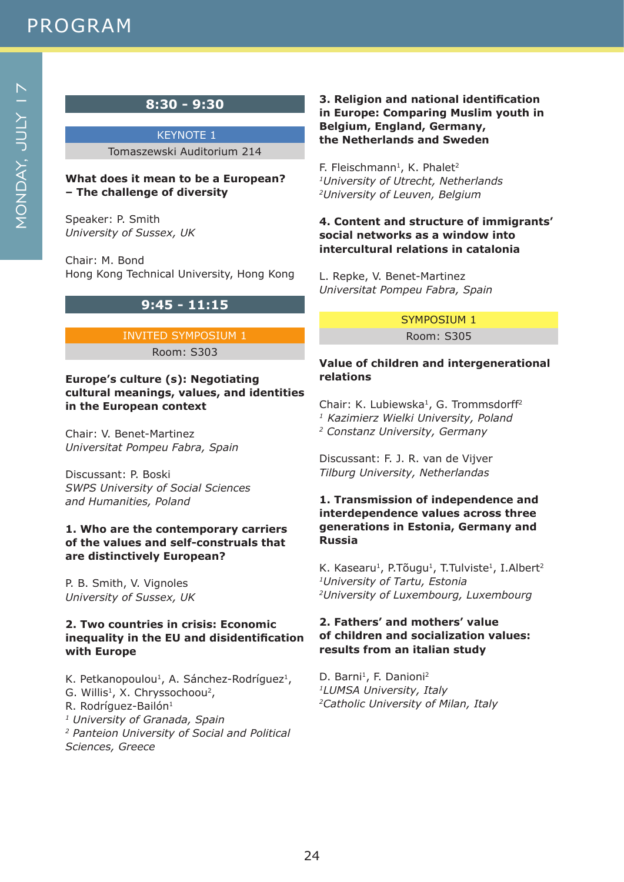# PROGRAM

MONDAY, JULY 17

## 8:30 - 9:30

### KEYNOTE 1
Tomaszewski Auditorium 214

**What does it mean to be a European? – The challenge of diversity**

Speaker: P. Smith
*University of Sussex, UK*

Chair: M. Bond
Hong Kong Technical University, Hong Kong

## 9:45 - 11:15

### INVITED SYMPOSIUM 1
Room: S303

**Europe's culture (s): Negotiating cultural meanings, values, and identities in the European context**

Chair: V. Benet-Martinez
*Universitat Pompeu Fabra, Spain*

Discussant: P. Boski
*SWPS University of Social Sciences and Humanities, Poland*

**1. Who are the contemporary carriers of the values and self-construals that are distinctively European?**

P. B. Smith, V. Vignoles
*University of Sussex, UK*

**2. Two countries in crisis: Economic inequality in the EU and disidentification with Europe**

K. Petkanopoulou[1], A. Sánchez-Rodríguez[1], G. Willis[1], X. Chryssochoou[2], R. Rodríguez-Bailón[1]
[1] *University of Granada, Spain*
[2] *Panteion University of Social and Political Sciences, Greece*

**3. Religion and national identification in Europe: Comparing Muslim youth in Belgium, England, Germany, the Netherlands and Sweden**

F. Fleischmann[1], K. Phalet[2]
[1]*University of Utrecht, Netherlands*
[2]*University of Leuven, Belgium*

**4. Content and structure of immigrants' social networks as a window into intercultural relations in catalonia**

L. Repke, V. Benet-Martinez
*Universitat Pompeu Fabra, Spain*

### SYMPOSIUM 1
Room: S305

**Value of children and intergenerational relations**

Chair: K. Lubiewska[1], G. Trommsdorff[2]
[1] *Kazimierz Wielki University, Poland*
[2] *Constanz University, Germany*

Discussant: F. J. R. van de Vijver
*Tilburg University, Netherlandas*

**1. Transmission of independence and interdependence values across three generations in Estonia, Germany and Russia**

K. Kasearu[1], P.Tõugu[1], T.Tulviste[1], I.Albert[2]
[1]*University of Tartu, Estonia*
[2]*University of Luxembourg, Luxembourg*

**2. Fathers' and mothers' value of children and socialization values: results from an italian study**

D. Barni[1], F. Danioni[2]
[1]*LUMSA University, Italy*
[2]*Catholic University of Milan, Italy*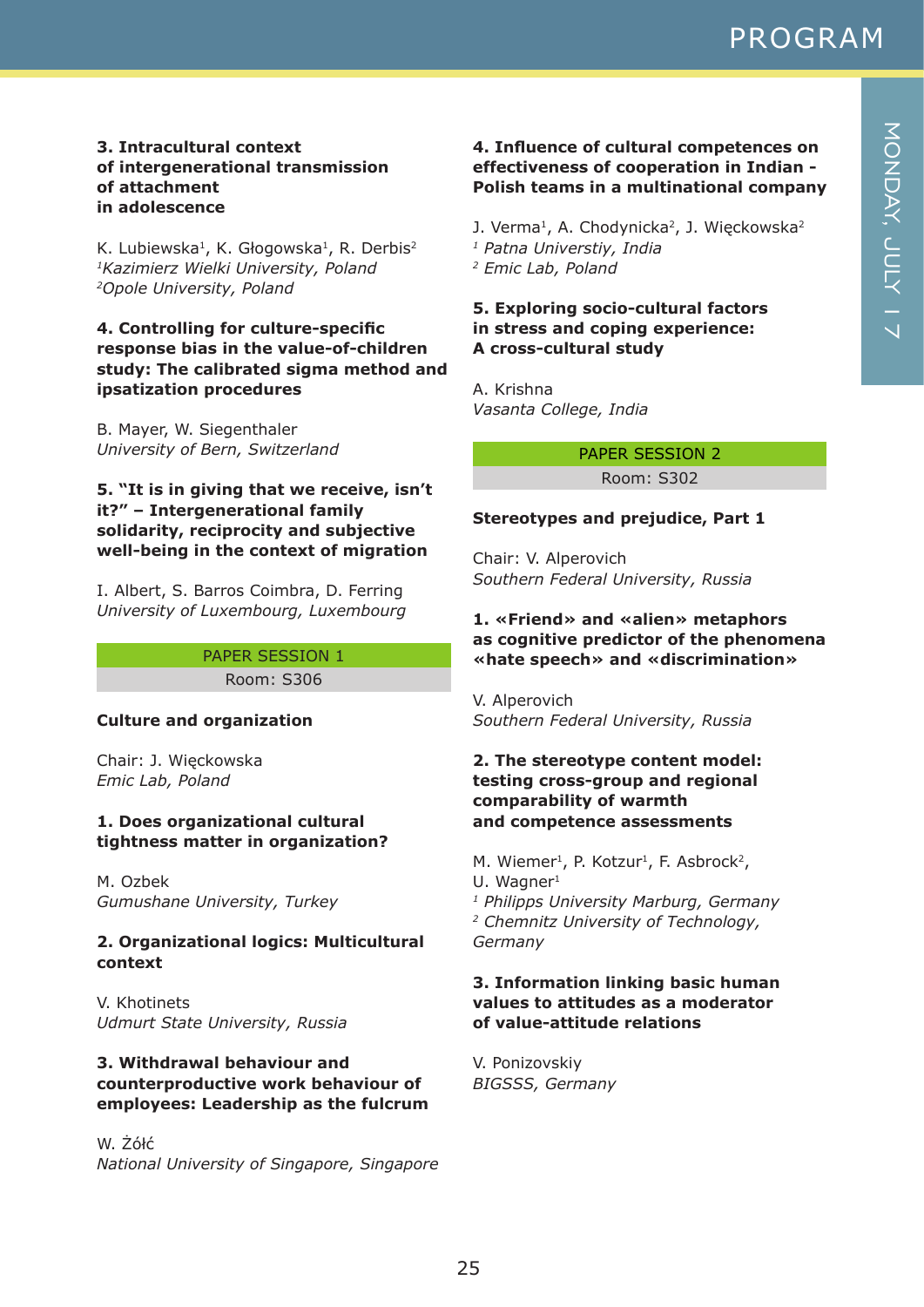### 3. Intracultural context of intergenerational transmission of attachment in adolescence

K. Lubiewska[1], K. Głogowska[1], R. Derbis[2]
[1]*Kazimierz Wielki University, Poland*
[2]*Opole University, Poland*

### 4. Controlling for culture-specific response bias in the value-of-children study: The calibrated sigma method and ipsatization procedures

B. Mayer, W. Siegenthaler
*University of Bern, Switzerland*

### 5. "It is in giving that we receive, isn't it?" – Intergenerational family solidarity, reciprocity and subjective well-being in the context of migration

I. Albert, S. Barros Coimbra, D. Ferring
*University of Luxembourg, Luxembourg*

## PAPER SESSION 1
Room: S306

### Culture and organization

Chair: J. Więckowska
*Emic Lab, Poland*

### 1. Does organizational cultural tightness matter in organization?

M. Ozbek
*Gumushane University, Turkey*

### 2. Organizational logics: Multicultural context

V. Khotinets
*Udmurt State University, Russia*

### 3. Withdrawal behaviour and counterproductive work behaviour of employees: Leadership as the fulcrum

W. Żółć
*National University of Singapore, Singapore*

### 4. Influence of cultural competences on effectiveness of cooperation in Indian - Polish teams in a multinational company

J. Verma[1], A. Chodynicka[2], J. Więckowska[2]
[1] *Patna Universtiy, India*
[2] *Emic Lab, Poland*

### 5. Exploring socio-cultural factors in stress and coping experience: A cross-cultural study

A. Krishna
*Vasanta College, India*

## PAPER SESSION 2
Room: S302

### Stereotypes and prejudice, Part 1

Chair: V. Alperovich
*Southern Federal University, Russia*

### 1. «Friend» and «alien» metaphors as cognitive predictor of the phenomena «hate speech» and «discrimination»

V. Alperovich
*Southern Federal University, Russia*

### 2. The stereotype content model: testing cross-group and regional comparability of warmth and competence assessments

M. Wiemer[1], P. Kotzur[1], F. Asbrock[2], U. Wagner[1]
[1] *Philipps University Marburg, Germany*
[2] *Chemnitz University of Technology, Germany*

### 3. Information linking basic human values to attitudes as a moderator of value-attitude relations

V. Ponizovskiy
*BIGSSS, Germany*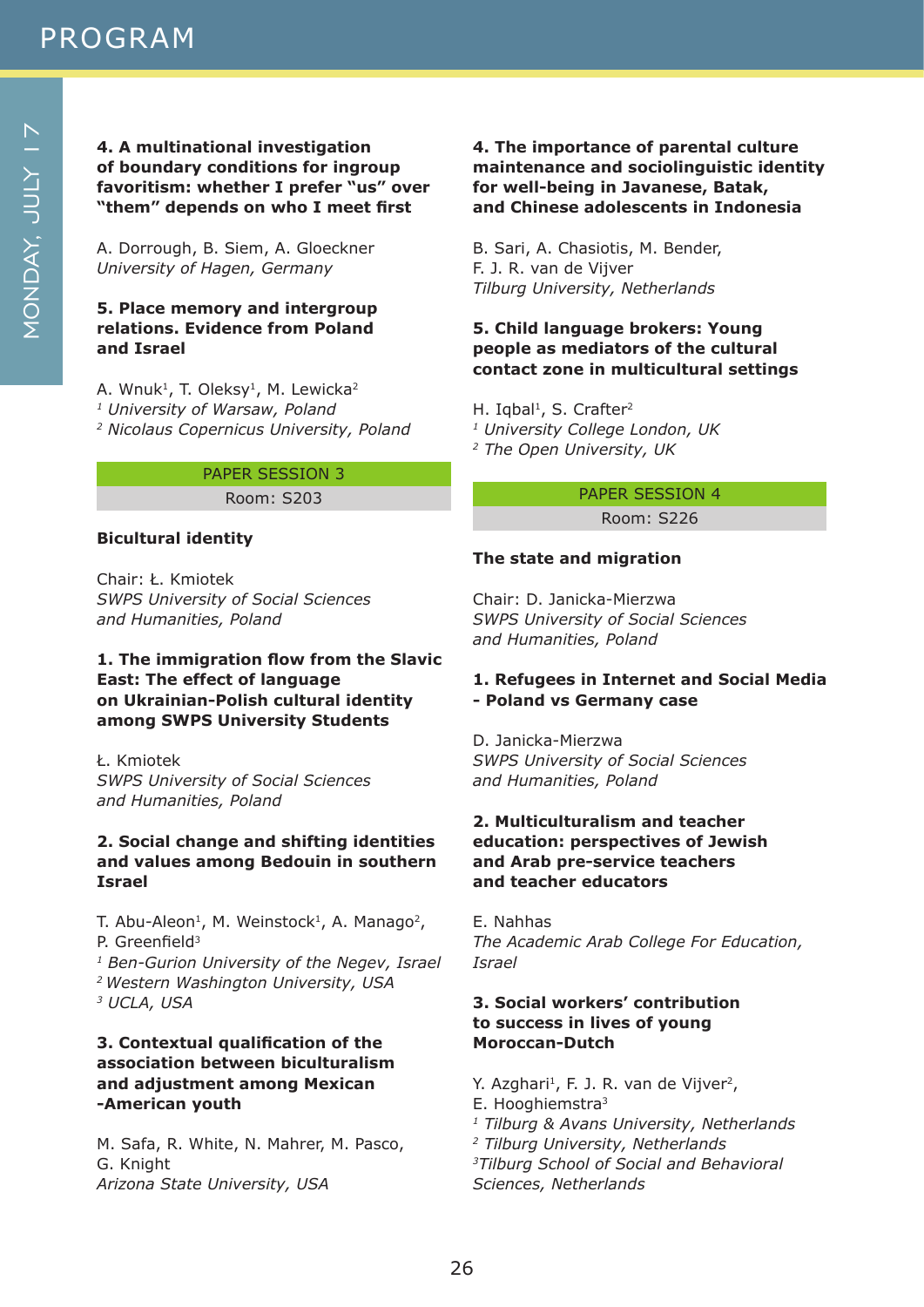**4. A multinational investigation of boundary conditions for ingroup favoritism: whether I prefer "us" over "them" depends on who I meet first**

A. Dorrough, B. Siem, A. Gloeckner
*University of Hagen, Germany*

**5. Place memory and intergroup relations. Evidence from Poland and Israel**

A. Wnuk[1], T. Oleksy[1], M. Lewicka[2]
[1] *University of Warsaw, Poland*
[2] *Nicolaus Copernicus University, Poland*

## PAPER SESSION 3

Room: S203

### Bicultural identity

Chair: Ł. Kmiotek
*SWPS University of Social Sciences and Humanities, Poland*

**1. The immigration flow from the Slavic East: The effect of language on Ukrainian-Polish cultural identity among SWPS University Students**

Ł. Kmiotek
*SWPS University of Social Sciences and Humanities, Poland*

**2. Social change and shifting identities and values among Bedouin in southern Israel**

T. Abu-Aleon[1], M. Weinstock[1], A. Manago[2], P. Greenfield[3]
[1] *Ben-Gurion University of the Negev, Israel*
[2] *Western Washington University, USA*
[3] *UCLA, USA*

**3. Contextual qualification of the association between biculturalism and adjustment among Mexican -American youth**

M. Safa, R. White, N. Mahrer, M. Pasco, G. Knight
*Arizona State University, USA*

**4. The importance of parental culture maintenance and sociolinguistic identity for well-being in Javanese, Batak, and Chinese adolescents in Indonesia**

B. Sari, A. Chasiotis, M. Bender, F. J. R. van de Vijver
*Tilburg University, Netherlands*

**5. Child language brokers: Young people as mediators of the cultural contact zone in multicultural settings**

H. Iqbal[1], S. Crafter[2]
[1] *University College London, UK*
[2] *The Open University, UK*

## PAPER SESSION 4

Room: S226

### The state and migration

Chair: D. Janicka-Mierzwa
*SWPS University of Social Sciences and Humanities, Poland*

**1. Refugees in Internet and Social Media - Poland vs Germany case**

D. Janicka-Mierzwa
*SWPS University of Social Sciences and Humanities, Poland*

**2. Multiculturalism and teacher education: perspectives of Jewish and Arab pre-service teachers and teacher educators**

E. Nahhas
*The Academic Arab College For Education, Israel*

**3. Social workers' contribution to success in lives of young Moroccan-Dutch**

Y. Azghari[1], F. J. R. van de Vijver[2], E. Hooghiemstra[3]
[1] *Tilburg & Avans University, Netherlands*
[2] *Tilburg University, Netherlands*
[3] *Tilburg School of Social and Behavioral Sciences, Netherlands*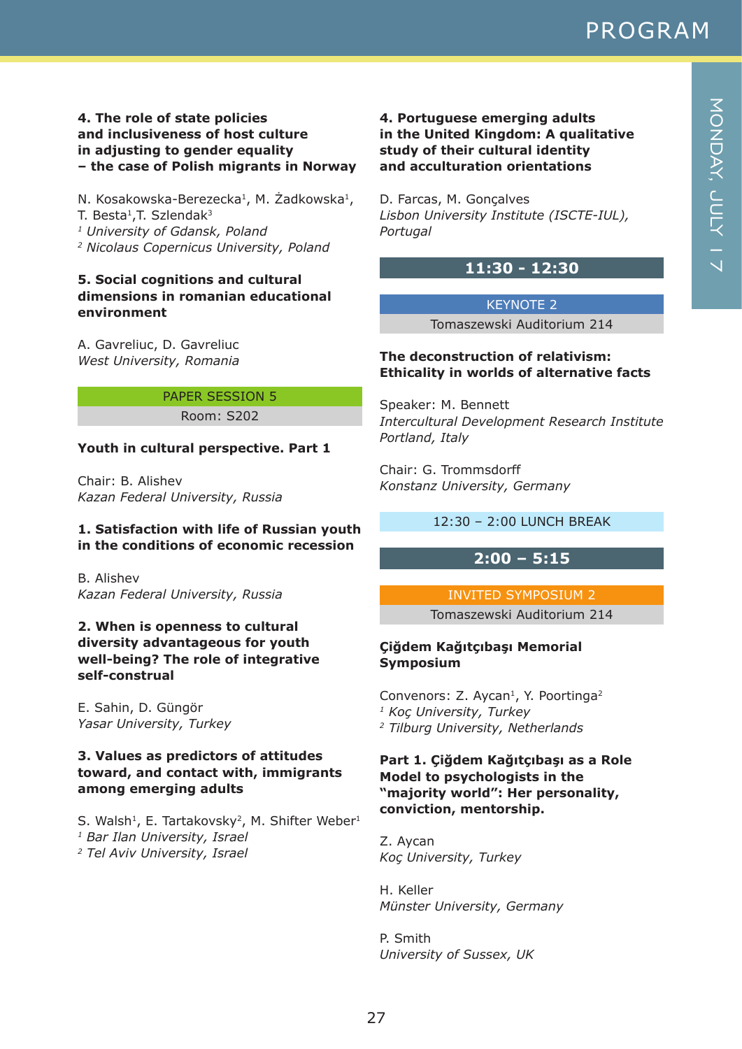**4. The role of state policies and inclusiveness of host culture in adjusting to gender equality – the case of Polish migrants in Norway**

N. Kosakowska-Berezecka[1], M. Żadkowska[1], T. Besta[1], T. Szlendak[3]
*[1] University of Gdansk, Poland*
*[2] Nicolaus Copernicus University, Poland*

**5. Social cognitions and cultural dimensions in romanian educational environment**

A. Gavreliuc, D. Gavreliuc
*West University, Romania*

PAPER SESSION 5
Room: S202

**Youth in cultural perspective. Part 1**

Chair: B. Alishev
*Kazan Federal University, Russia*

**1. Satisfaction with life of Russian youth in the conditions of economic recession**

B. Alishev
*Kazan Federal University, Russia*

**2. When is openness to cultural diversity advantageous for youth well-being? The role of integrative self-construal**

E. Sahin, D. Güngör
*Yasar University, Turkey*

**3. Values as predictors of attitudes toward, and contact with, immigrants among emerging adults**

S. Walsh[1], E. Tartakovsky[2], M. Shifter Weber[1]
*[1] Bar Ilan University, Israel*
*[2] Tel Aviv University, Israel*

**4. Portuguese emerging adults in the United Kingdom: A qualitative study of their cultural identity and acculturation orientations**

D. Farcas, M. Gonçalves
*Lisbon University Institute (ISCTE-IUL), Portugal*

## 11:30 - 12:30

KEYNOTE 2
Tomaszewski Auditorium 214

**The deconstruction of relativism: Ethicality in worlds of alternative facts**

Speaker: M. Bennett
*Intercultural Development Research Institute Portland, Italy*

Chair: G. Trommsdorff
*Konstanz University, Germany*

12:30 – 2:00 LUNCH BREAK

## 2:00 – 5:15

INVITED SYMPOSIUM 2
Tomaszewski Auditorium 214

**Çiğdem Kağıtçıbaşı Memorial Symposium**

Convenors: Z. Aycan[1], Y. Poortinga[2]
*[1] Koç University, Turkey*
*[2] Tilburg University, Netherlands*

**Part 1. Çiğdem Kağıtçıbaşı as a Role Model to psychologists in the "majority world": Her personality, conviction, mentorship.**

Z. Aycan
*Koç University, Turkey*

H. Keller
*Münster University, Germany*

P. Smith
*University of Sussex, UK*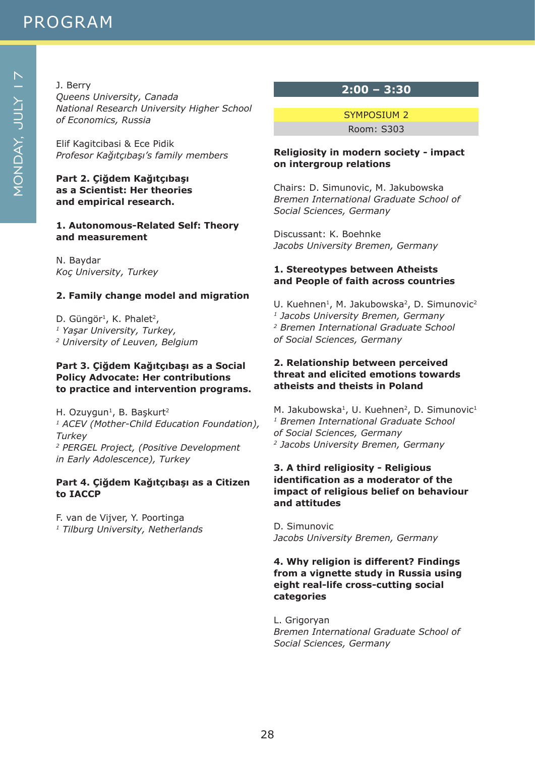J. Berry
*Queens University, Canada*
*National Research University Higher School of Economics, Russia*

Elif Kagitcibasi & Ece Pidik
*Profesor Kağıtçıbaşı's family members*

**Part 2. Çiğdem Kağıtçıbaşı as a Scientist: Her theories and empirical research.**

**1. Autonomous-Related Self: Theory and measurement**

N. Baydar
*Koç University, Turkey*

**2. Family change model and migration**

D. Güngör[1], K. Phalet[2],
[1] *Yaşar University, Turkey,*
[2] *University of Leuven, Belgium*

**Part 3. Çiğdem Kağıtçıbaşı as a Social Policy Advocate: Her contributions to practice and intervention programs.**

H. Ozuygun[1], B. Başkurt[2]
[1] *ACEV (Mother-Child Education Foundation), Turkey*
[2] *PERGEL Project, (Positive Development in Early Adolescence), Turkey*

**Part 4. Çiğdem Kağıtçıbaşı as a Citizen to IACCP**

F. van de Vijver, Y. Poortinga
[1] *Tilburg University, Netherlands*

## 2:00 – 3:30

SYMPOSIUM 2
Room: S303

**Religiosity in modern society - impact on intergroup relations**

Chairs: D. Simunovic, M. Jakubowska
*Bremen International Graduate School of Social Sciences, Germany*

Discussant: K. Boehnke
*Jacobs University Bremen, Germany*

**1. Stereotypes between Atheists and People of faith across countries**

U. Kuehnen[1], M. Jakubowska[2], D. Simunovic[2]
[1] *Jacobs University Bremen, Germany*
[2] *Bremen International Graduate School of Social Sciences, Germany*

**2. Relationship between perceived threat and elicited emotions towards atheists and theists in Poland**

M. Jakubowska[1], U. Kuehnen[2], D. Simunovic[1]
[1] *Bremen International Graduate School of Social Sciences, Germany*
[2] *Jacobs University Bremen, Germany*

**3. A third religiosity - Religious identification as a moderator of the impact of religious belief on behaviour and attitudes**

D. Simunovic
*Jacobs University Bremen, Germany*

**4. Why religion is different? Findings from a vignette study in Russia using eight real-life cross-cutting social categories**

L. Grigoryan
*Bremen International Graduate School of Social Sciences, Germany*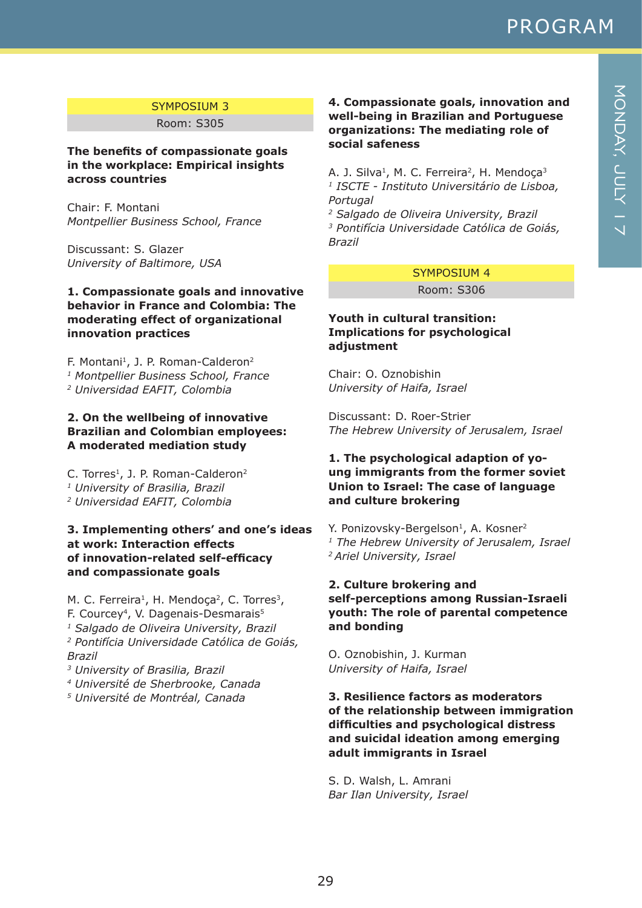SYMPOSIUM 3

Room: S305

**The benefits of compassionate goals in the workplace: Empirical insights across countries**

Chair: F. Montani
*Montpellier Business School, France*

Discussant: S. Glazer
*University of Baltimore, USA*

**1. Compassionate goals and innovative behavior in France and Colombia: The moderating effect of organizational innovation practices**

F. Montani[1], J. P. Roman-Calderon[2]
[1] *Montpellier Business School, France*
[2] *Universidad EAFIT, Colombia*

**2. On the wellbeing of innovative Brazilian and Colombian employees: A moderated mediation study**

C. Torres[1], J. P. Roman-Calderon[2]
[1] *University of Brasilia, Brazil*
[2] *Universidad EAFIT, Colombia*

**3. Implementing others' and one's ideas at work: Interaction effects of innovation-related self-efficacy and compassionate goals**

M. C. Ferreira[1], H. Mendoça[2], C. Torres[3], F. Courcey[4], V. Dagenais-Desmarais[5]
[1] *Salgado de Oliveira University, Brazil*
[2] *Pontifícia Universidade Católica de Goiás, Brazil*
[3] *University of Brasilia, Brazil*
[4] *Université de Sherbrooke, Canada*
[5] *Université de Montréal, Canada*

**4. Compassionate goals, innovation and well-being in Brazilian and Portuguese organizations: The mediating role of social safeness**

A. J. Silva[1], M. C. Ferreira[2], H. Mendoça[3]
[1] *ISCTE - Instituto Universitário de Lisboa, Portugal*
[2] *Salgado de Oliveira University, Brazil*
[3] *Pontifícia Universidade Católica de Goiás, Brazil*

SYMPOSIUM 4

Room: S306

**Youth in cultural transition: Implications for psychological adjustment**

Chair: O. Oznobishin
*University of Haifa, Israel*

Discussant: D. Roer-Strier
*The Hebrew University of Jerusalem, Israel*

**1. The psychological adaption of young immigrants from the former soviet Union to Israel: The case of language and culture brokering**

Y. Ponizovsky-Bergelson[1], A. Kosner[2]
[1] *The Hebrew University of Jerusalem, Israel*
[2] *Ariel University, Israel*

**2. Culture brokering and self-perceptions among Russian-Israeli youth: The role of parental competence and bonding**

O. Oznobishin, J. Kurman
*University of Haifa, Israel*

**3. Resilience factors as moderators of the relationship between immigration difficulties and psychological distress and suicidal ideation among emerging adult immigrants in Israel**

S. D. Walsh, L. Amrani
*Bar Ilan University, Israel*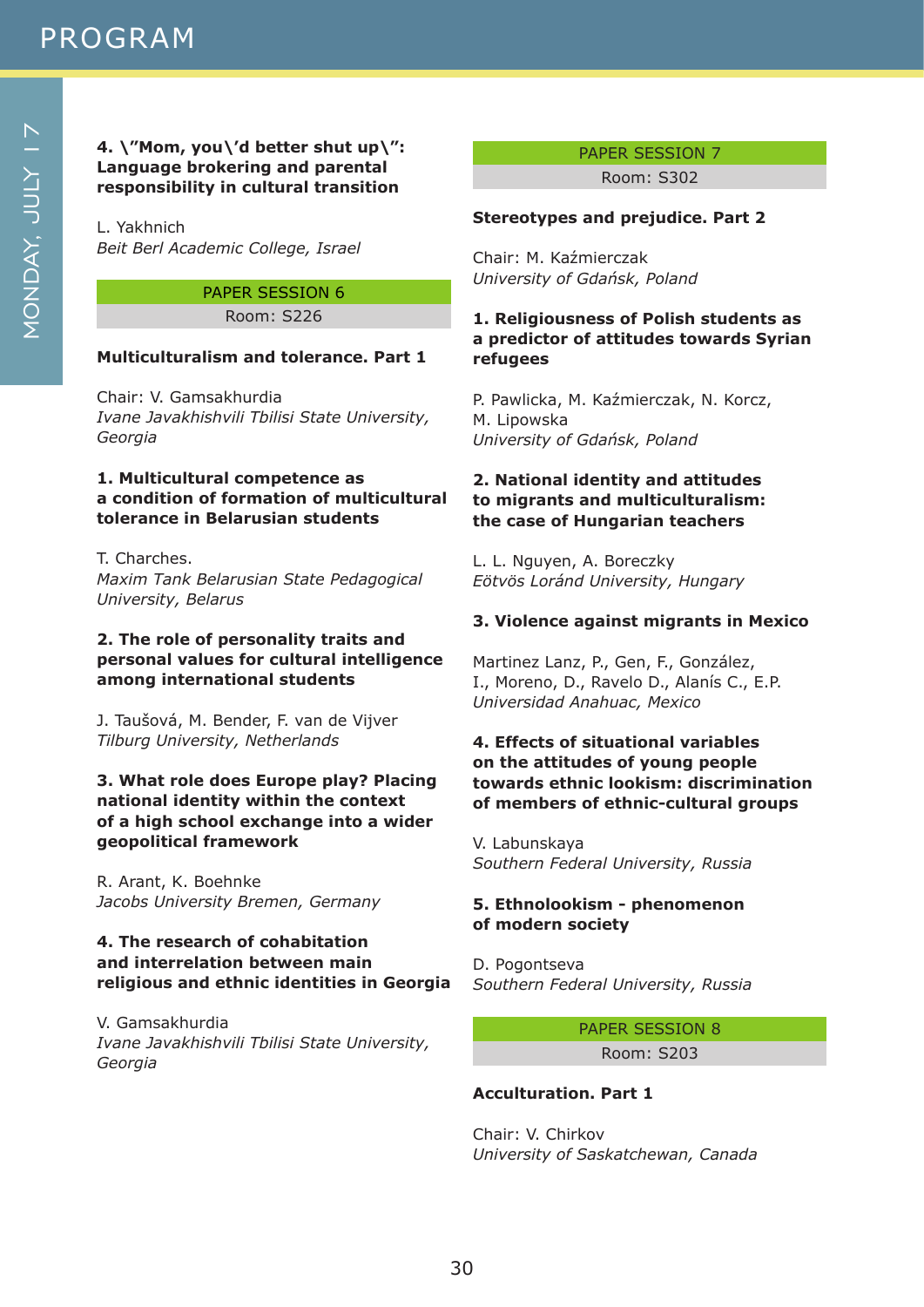**4. \"Mom, you\'d better shut up\": Language brokering and parental responsibility in cultural transition**

L. Yakhnich
*Beit Berl Academic College, Israel*

PAPER SESSION 6
Room: S226

**Multiculturalism and tolerance. Part 1**

Chair: V. Gamsakhurdia
*Ivane Javakhishvili Tbilisi State University, Georgia*

**1. Multicultural competence as a condition of formation of multicultural tolerance in Belarusian students**

T. Charches.
*Maxim Tank Belarusian State Pedagogical University, Belarus*

**2. The role of personality traits and personal values for cultural intelligence among international students**

J. Taušová, M. Bender, F. van de Vijver
*Tilburg University, Netherlands*

**3. What role does Europe play? Placing national identity within the context of a high school exchange into a wider geopolitical framework**

R. Arant, K. Boehnke
*Jacobs University Bremen, Germany*

**4. The research of cohabitation and interrelation between main religious and ethnic identities in Georgia**

V. Gamsakhurdia
*Ivane Javakhishvili Tbilisi State University, Georgia*

PAPER SESSION 7
Room: S302

**Stereotypes and prejudice. Part 2**

Chair: M. Kaźmierczak
*University of Gdańsk, Poland*

**1. Religiousness of Polish students as a predictor of attitudes towards Syrian refugees**

P. Pawlicka, M. Kaźmierczak, N. Korcz, M. Lipowska
*University of Gdańsk, Poland*

**2. National identity and attitudes to migrants and multiculturalism: the case of Hungarian teachers**

L. L. Nguyen, A. Boreczky
*Eötvös Loránd University, Hungary*

**3. Violence against migrants in Mexico**

Martinez Lanz, P., Gen, F., González, I., Moreno, D., Ravelo D., Alanís C., E.P.
*Universidad Anahuac, Mexico*

**4. Effects of situational variables on the attitudes of young people towards ethnic lookism: discrimination of members of ethnic-cultural groups**

V. Labunskaya
*Southern Federal University, Russia*

**5. Ethnolookism - phenomenon of modern society**

D. Pogontseva
*Southern Federal University, Russia*

PAPER SESSION 8
Room: S203

**Acculturation. Part 1**

Chair: V. Chirkov
*University of Saskatchewan, Canada*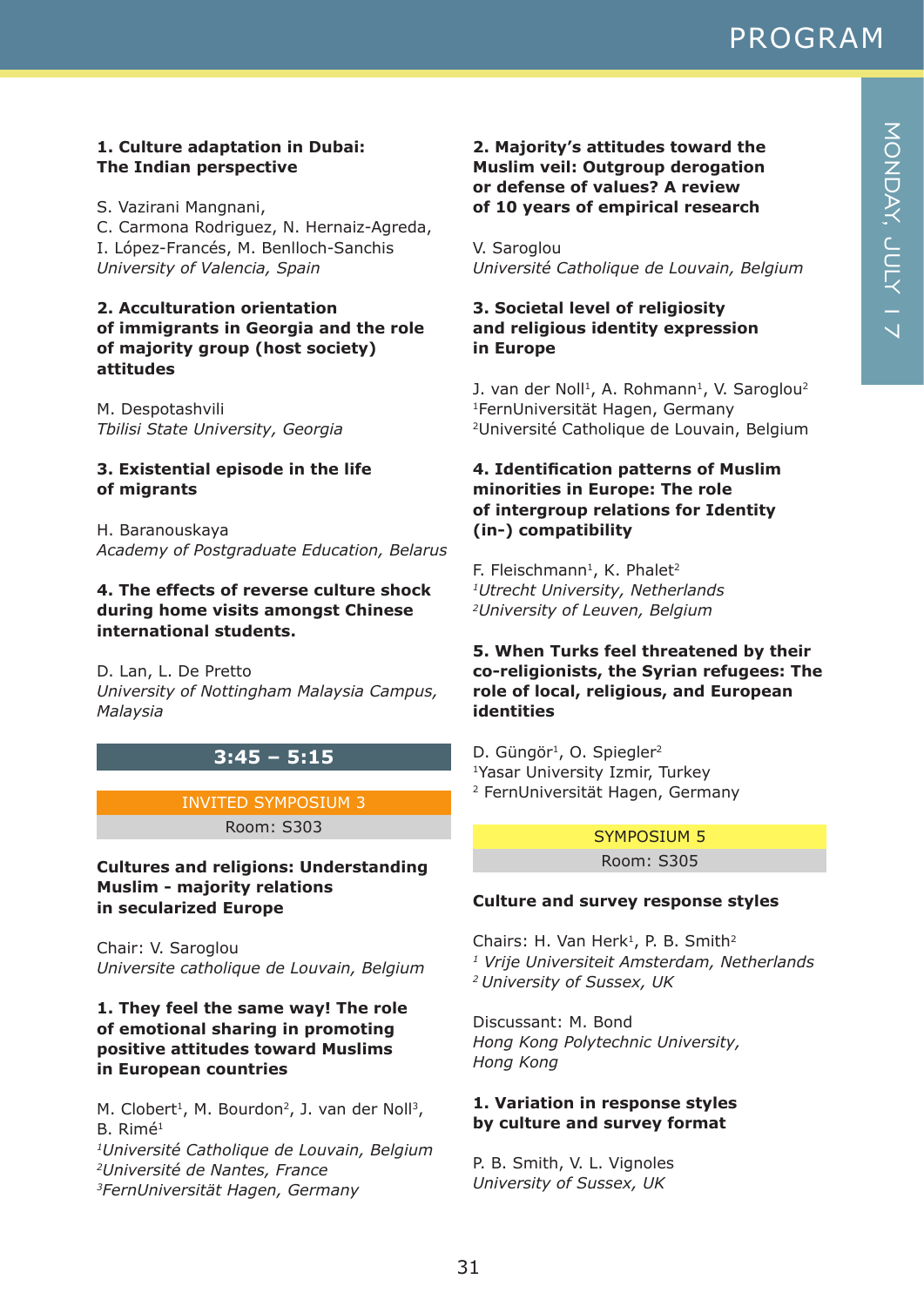**1. Culture adaptation in Dubai: The Indian perspective**

S. Vazirani Mangnani,
C. Carmona Rodriguez, N. Hernaiz-Agreda,
I. López-Francés, M. Benlloch-Sanchis
*University of Valencia, Spain*

**2. Acculturation orientation of immigrants in Georgia and the role of majority group (host society) attitudes**

M. Despotashvili
*Tbilisi State University, Georgia*

**3. Existential episode in the life of migrants**

H. Baranouskaya
*Academy of Postgraduate Education, Belarus*

**4. The effects of reverse culture shock during home visits amongst Chinese international students.**

D. Lan, L. De Pretto
*University of Nottingham Malaysia Campus, Malaysia*

## 3:45 – 5:15

INVITED SYMPOSIUM 3
Room: S303

**Cultures and religions: Understanding Muslim - majority relations in secularized Europe**

Chair: V. Saroglou
*Universite catholique de Louvain, Belgium*

**1. They feel the same way! The role of emotional sharing in promoting positive attitudes toward Muslims in European countries**

M. Clobert[1], M. Bourdon[2], J. van der Noll[3], B. Rimé[1]
*[1]Université Catholique de Louvain, Belgium*
*[2]Université de Nantes, France*
*[3]FernUniversität Hagen, Germany*

**2. Majority's attitudes toward the Muslim veil: Outgroup derogation or defense of values? A review of 10 years of empirical research**

V. Saroglou
*Université Catholique de Louvain, Belgium*

**3. Societal level of religiosity and religious identity expression in Europe**

J. van der Noll[1], A. Rohmann[1], V. Saroglou[2]
[1]FernUniversität Hagen, Germany
[2]Université Catholique de Louvain, Belgium

**4. Identification patterns of Muslim minorities in Europe: The role of intergroup relations for Identity (in-) compatibility**

F. Fleischmann[1], K. Phalet[2]
*[1]Utrecht University, Netherlands*
*[2]University of Leuven, Belgium*

**5. When Turks feel threatened by their co-religionists, the Syrian refugees: The role of local, religious, and European identities**

D. Güngör[1], O. Spiegler[2]
[1]Yasar University Izmir, Turkey
[2] FernUniversität Hagen, Germany

SYMPOSIUM 5
Room: S305

**Culture and survey response styles**

Chairs: H. Van Herk[1], P. B. Smith[2]
*[1] Vrije Universiteit Amsterdam, Netherlands*
*[2] University of Sussex, UK*

Discussant: M. Bond
*Hong Kong Polytechnic University, Hong Kong*

**1. Variation in response styles by culture and survey format**

P. B. Smith, V. L. Vignoles
*University of Sussex, UK*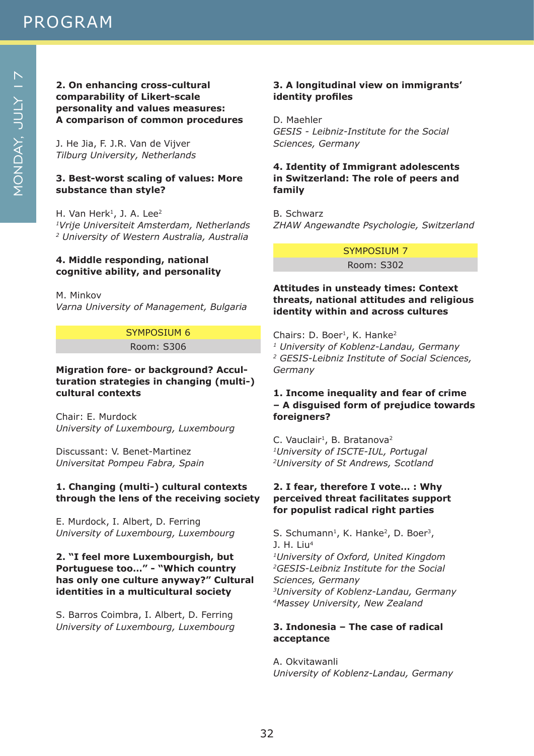**2. On enhancing cross-cultural comparability of Likert-scale personality and values measures: A comparison of common procedures**

J. He Jia, F. J.R. Van de Vijver
*Tilburg University, Netherlands*

**3. Best-worst scaling of values: More substance than style?**

H. Van Herk[1], J. A. Lee[2]
*[1]Vrije Universiteit Amsterdam, Netherlands*
*[2] University of Western Australia, Australia*

**4. Middle responding, national cognitive ability, and personality**

M. Minkov
*Varna University of Management, Bulgaria*

## SYMPOSIUM 6

Room: S306

**Migration fore- or background? Acculturation strategies in changing (multi-) cultural contexts**

Chair: E. Murdock
*University of Luxembourg, Luxembourg*

Discussant: V. Benet-Martinez
*Universitat Pompeu Fabra, Spain*

**1. Changing (multi-) cultural contexts through the lens of the receiving society**

E. Murdock, I. Albert, D. Ferring
*University of Luxembourg, Luxembourg*

**2. "I feel more Luxembourgish, but Portuguese too…" - "Which country has only one culture anyway?" Cultural identities in a multicultural society**

S. Barros Coimbra, I. Albert, D. Ferring
*University of Luxembourg, Luxembourg*

**3. A longitudinal view on immigrants' identity profiles**

D. Maehler
*GESIS - Leibniz-Institute for the Social Sciences, Germany*

**4. Identity of Immigrant adolescents in Switzerland: The role of peers and family**

B. Schwarz
*ZHAW Angewandte Psychologie, Switzerland*

## SYMPOSIUM 7

Room: S302

**Attitudes in unsteady times: Context threats, national attitudes and religious identity within and across cultures**

Chairs: D. Boer[1], K. Hanke[2]
*[1] University of Koblenz-Landau, Germany*
*[2] GESIS-Leibniz Institute of Social Sciences, Germany*

**1. Income inequality and fear of crime – A disguised form of prejudice towards foreigners?**

C. Vauclair[1], B. Bratanova[2]
*[1]University of ISCTE-IUL, Portugal*
*[2]University of St Andrews, Scotland*

**2. I fear, therefore I vote… : Why perceived threat facilitates support for populist radical right parties**

S. Schumann[1], K. Hanke[2], D. Boer[3], J. H. Liu[4]
*[1]University of Oxford, United Kingdom*
*[2]GESIS-Leibniz Institute for the Social Sciences, Germany*
*[3]University of Koblenz-Landau, Germany*
*[4]Massey University, New Zealand*

**3. Indonesia – The case of radical acceptance**

A. Okvitawanli
*University of Koblenz-Landau, Germany*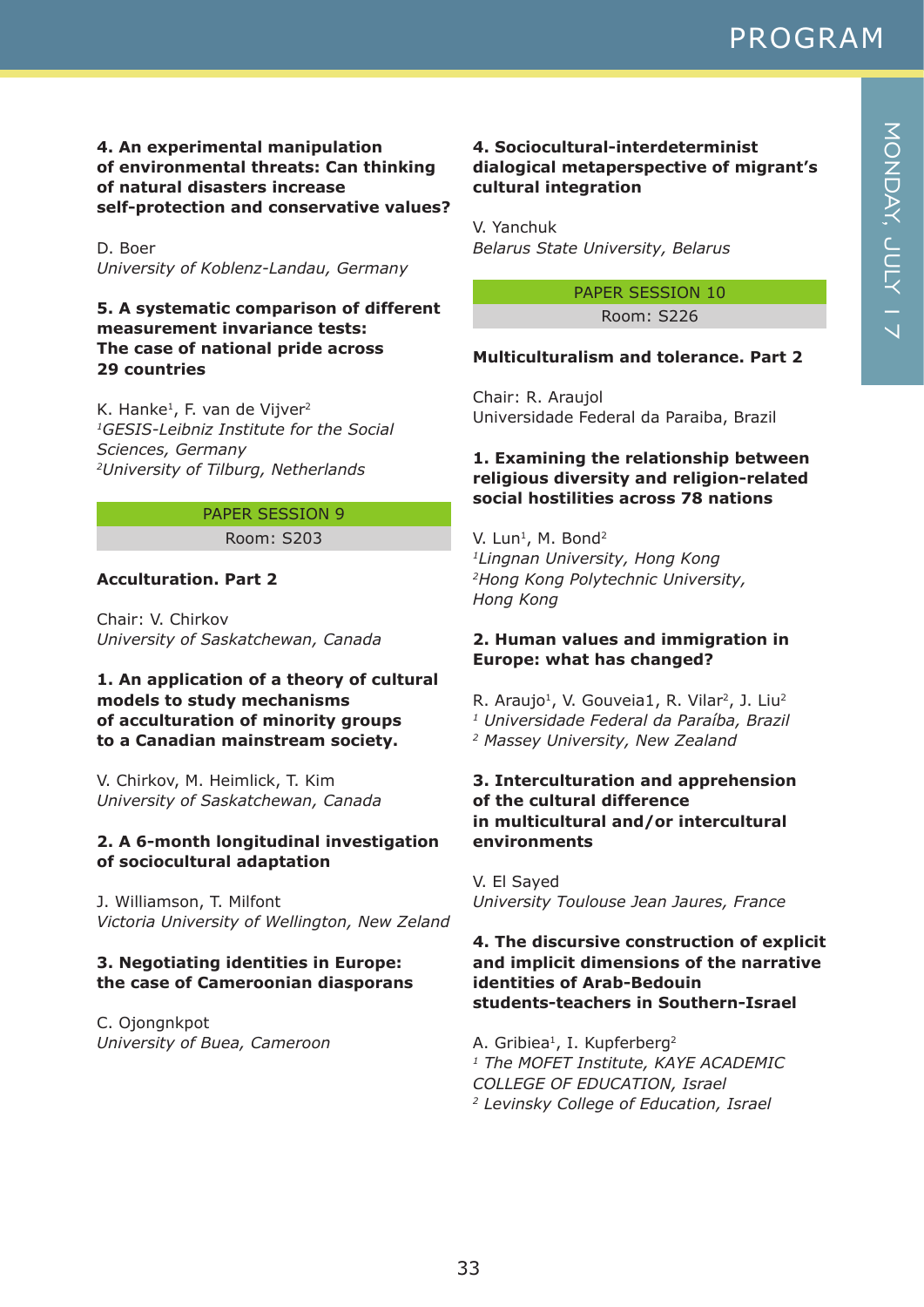**4. An experimental manipulation of environmental threats: Can thinking of natural disasters increase self-protection and conservative values?**

D. Boer
*University of Koblenz-Landau, Germany*

**5. A systematic comparison of different measurement invariance tests: The case of national pride across 29 countries**

K. Hanke[1], F. van de Vijver[2]
*[1]GESIS-Leibniz Institute for the Social Sciences, Germany*
*[2]University of Tilburg, Netherlands*

## PAPER SESSION 9

Room: S203

### Acculturation. Part 2

Chair: V. Chirkov
*University of Saskatchewan, Canada*

**1. An application of a theory of cultural models to study mechanisms of acculturation of minority groups to a Canadian mainstream society.**

V. Chirkov, M. Heimlick, T. Kim
*University of Saskatchewan, Canada*

**2. A 6-month longitudinal investigation of sociocultural adaptation**

J. Williamson, T. Milfont
*Victoria University of Wellington, New Zeland*

**3. Negotiating identities in Europe: the case of Cameroonian diasporans**

C. Ojongnkpot
*University of Buea, Cameroon*

**4. Sociocultural-interdeterminist dialogical metaperspective of migrant's cultural integration**

V. Yanchuk
*Belarus State University, Belarus*

## PAPER SESSION 10

Room: S226

### Multiculturalism and tolerance. Part 2

Chair: R. Araujol
Universidade Federal da Paraiba, Brazil

**1. Examining the relationship between religious diversity and religion-related social hostilities across 78 nations**

V. Lun[1], M. Bond[2]
*[1]Lingnan University, Hong Kong*
*[2]Hong Kong Polytechnic University, Hong Kong*

**2. Human values and immigration in Europe: what has changed?**

R. Araujo[1], V. Gouveia1, R. Vilar[2], J. Liu[2]
*[1] Universidade Federal da Paraíba, Brazil*
*[2] Massey University, New Zealand*

**3. Interculturation and apprehension of the cultural difference in multicultural and/or intercultural environments**

V. El Sayed
*University Toulouse Jean Jaures, France*

**4. The discursive construction of explicit and implicit dimensions of the narrative identities of Arab-Bedouin students-teachers in Southern-Israel**

A. Gribiea[1], I. Kupferberg[2]
*[1] The MOFET Institute, KAYE ACADEMIC COLLEGE OF EDUCATION, Israel*
*[2] Levinsky College of Education, Israel*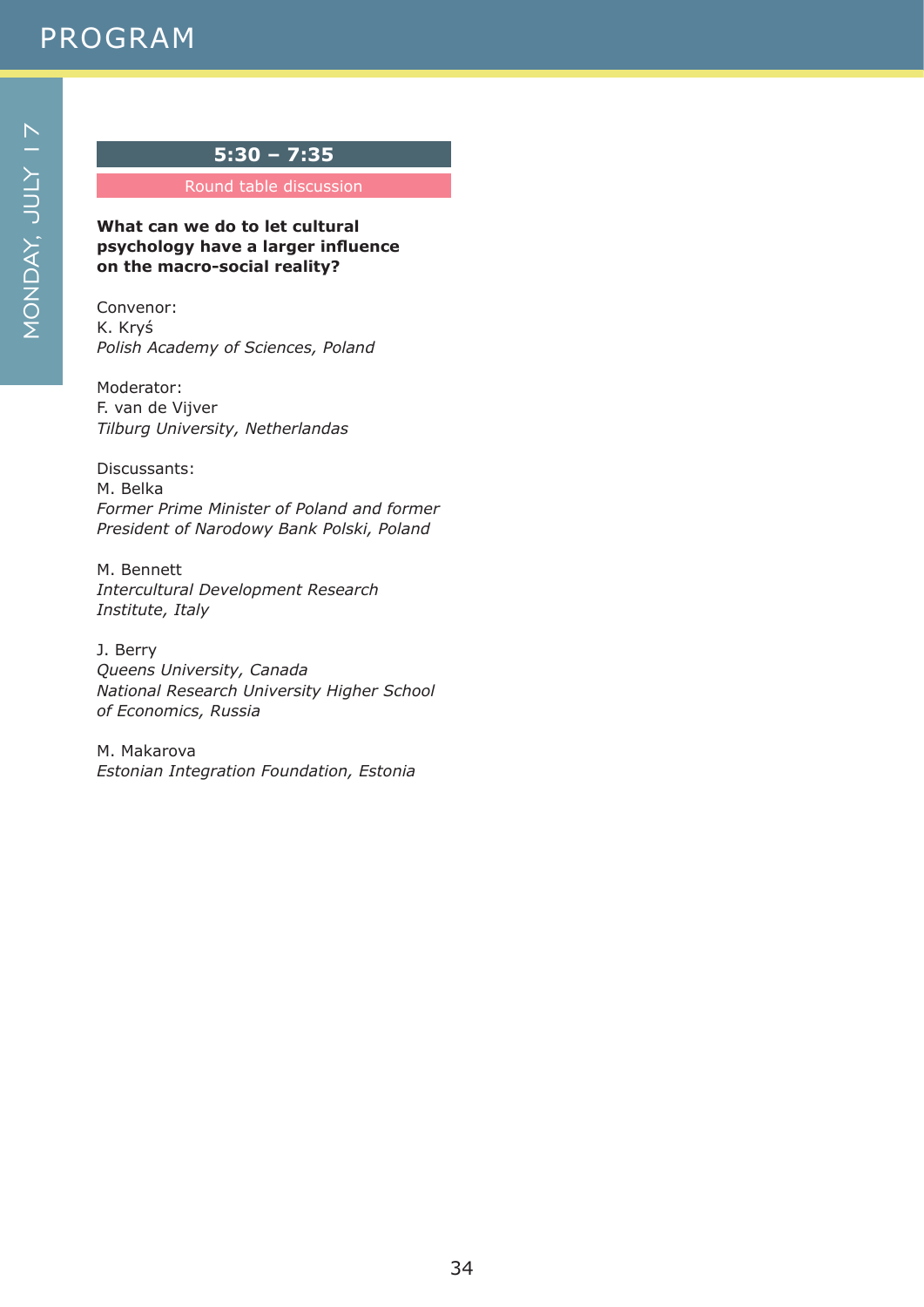## 5:30 – 7:35

Round table discussion

**What can we do to let cultural psychology have a larger influence on the macro-social reality?**

Convenor:
K. Kryś
*Polish Academy of Sciences, Poland*

Moderator:
F. van de Vijver
*Tilburg University, Netherlandas*

Discussants:
M. Belka
*Former Prime Minister of Poland and former President of Narodowy Bank Polski, Poland*

M. Bennett
*Intercultural Development Research Institute, Italy*

J. Berry
*Queens University, Canada*
*National Research University Higher School of Economics, Russia*

M. Makarova
*Estonian Integration Foundation, Estonia*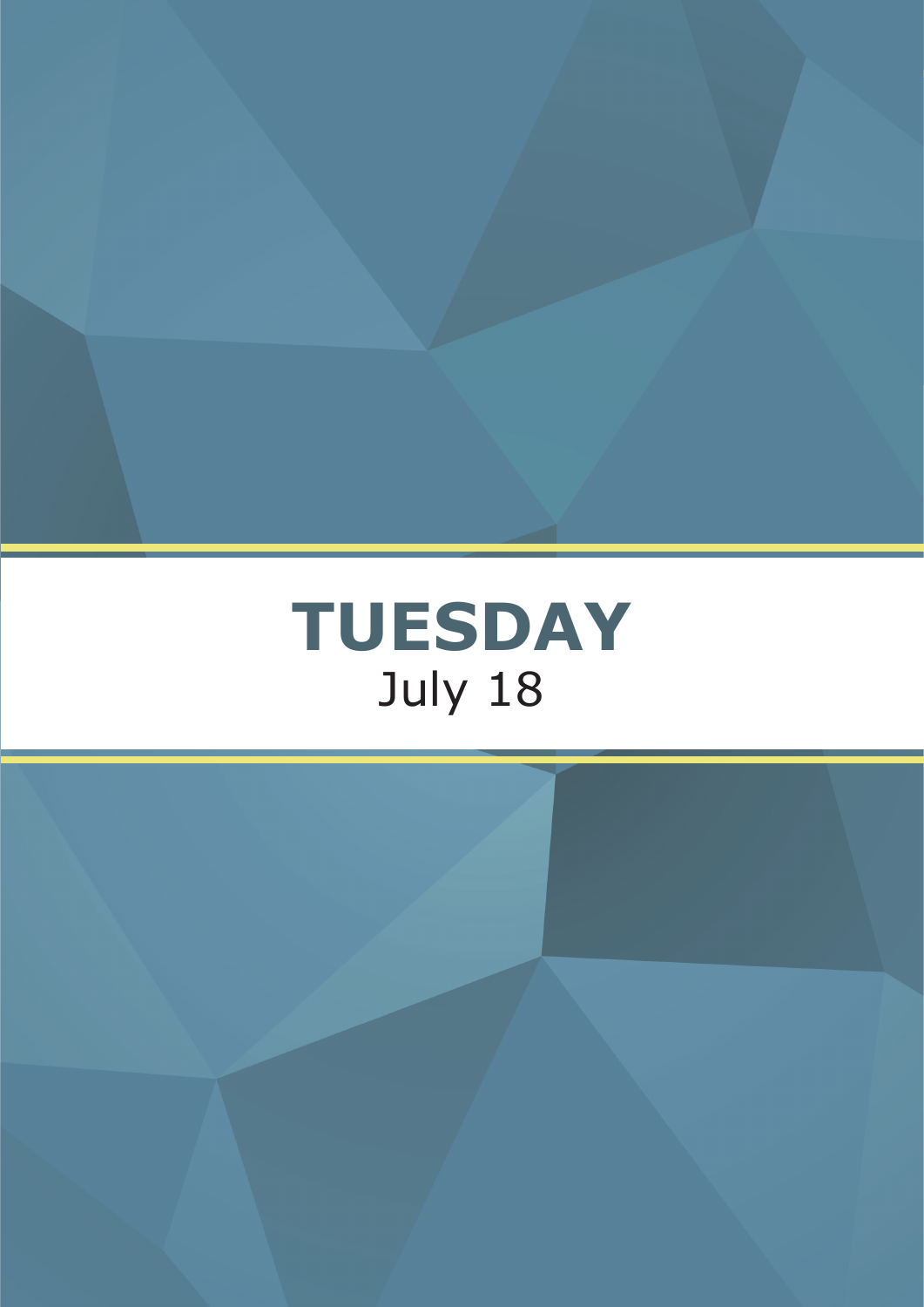# TUESDAY

July 18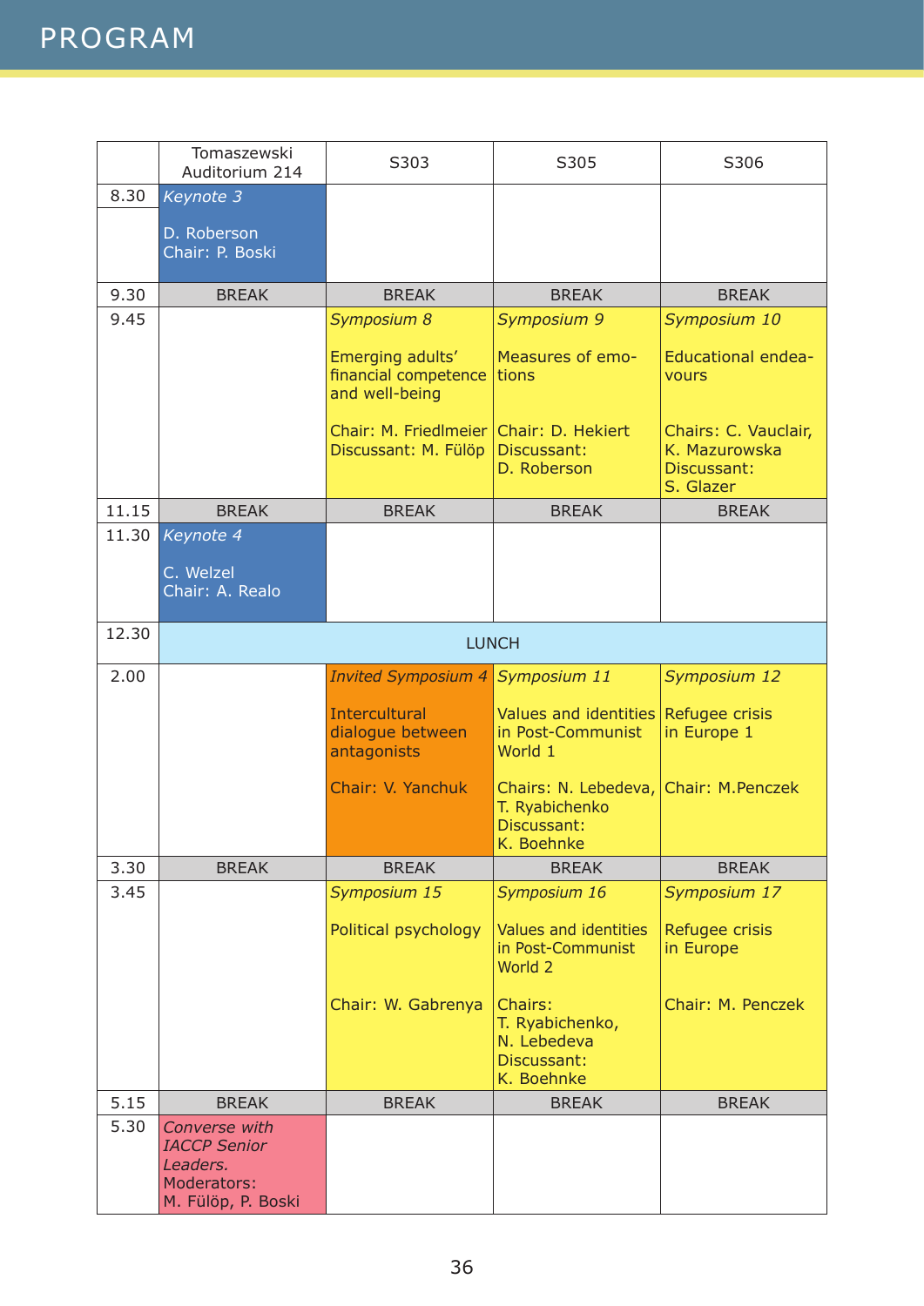# PROGRAM

| | Tomaszewski Auditorium 214 | S303 | S305 | S306 |
|---|---|---|---|---|
| 8.30 | *Keynote 3*<br><br>D. Roberson<br>Chair: P. Boski | | | |
| 9.30 | BREAK | BREAK | BREAK | BREAK |
| 9.45 | | *Symposium 8*<br><br>Emerging adults' financial competence and well-being<br><br>Chair: M. Friedlmeier<br>Discussant: M. Fülöp | *Symposium 9*<br><br>Measures of emotions<br><br>Chair: D. Hekiert<br>Discussant: D. Roberson | *Symposium 10*<br><br>Educational endeavours<br><br>Chairs: C. Vauclair, K. Mazurowska<br>Discussant: S. Glazer |
| 11.15 | BREAK | BREAK | BREAK | BREAK |
| 11.30 | *Keynote 4*<br><br>C. Welzel<br>Chair: A. Realo | | | |
| 12.30 | LUNCH | | | |
| 2.00 | | *Invited Symposium 4*<br><br>Intercultural dialogue between antagonists<br><br>Chair: V. Yanchuk | *Symposium 11*<br><br>Values and identities in Post-Communist World 1<br><br>Chairs: N. Lebedeva, T. Ryabichenko<br>Discussant: K. Boehnke | *Symposium 12*<br><br>Refugee crisis in Europe 1<br><br>Chair: M.Penczek |
| 3.30 | BREAK | BREAK | BREAK | BREAK |
| 3.45 | | *Symposium 15*<br><br>Political psychology<br><br>Chair: W. Gabrenya | *Symposium 16*<br><br>Values and identities in Post-Communist World 2<br><br>Chairs: T. Ryabichenko, N. Lebedeva<br>Discussant: K. Boehnke | *Symposium 17*<br><br>Refugee crisis in Europe<br><br>Chair: M. Penczek |
| 5.15 | BREAK | BREAK | BREAK | BREAK |
| 5.30 | *Converse with IACCP Senior Leaders.*<br>Moderators: M. Fülöp, P. Boski | | | |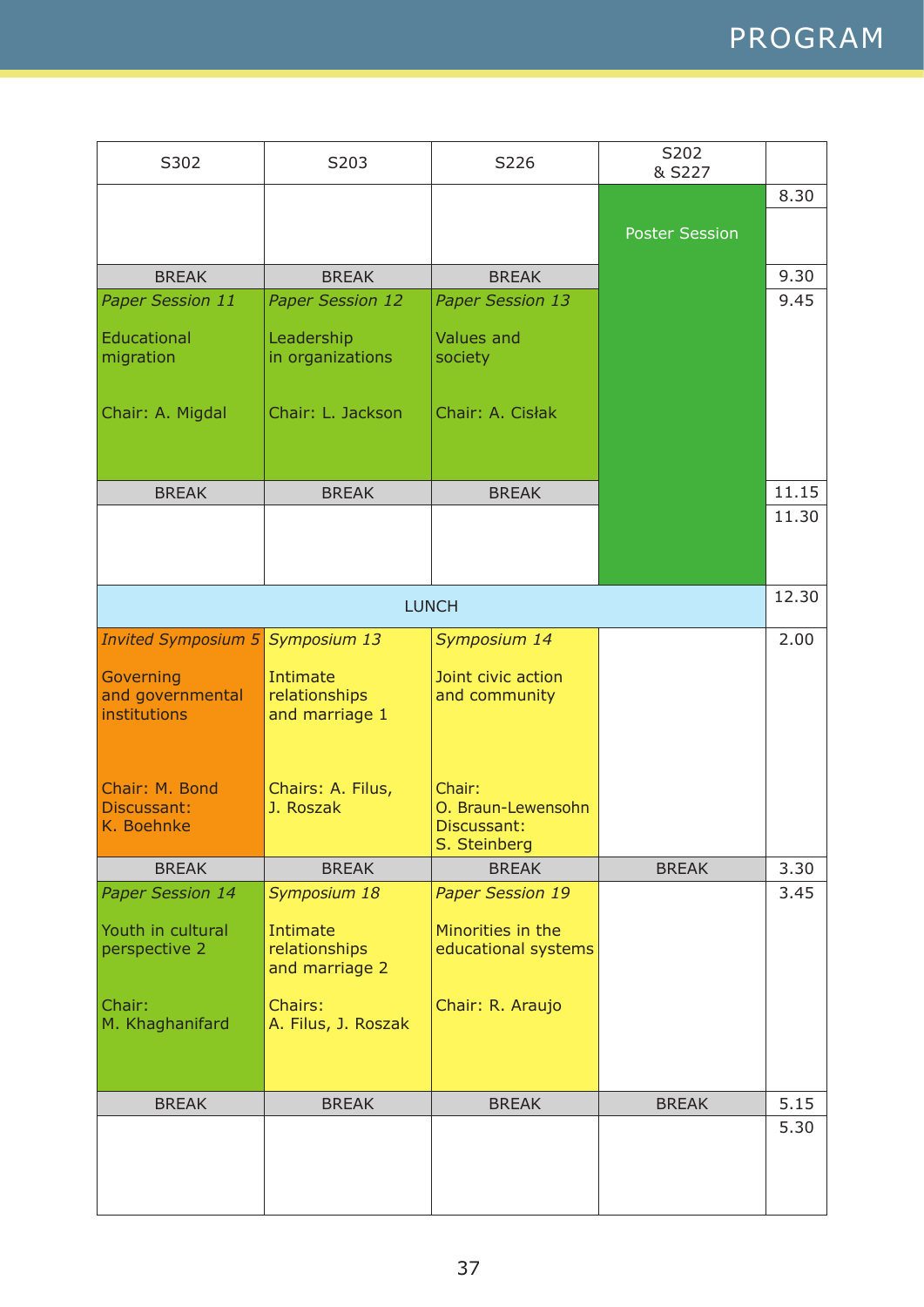# PROGRAM

| S302 | S203 | S226 | S202 & S227 | |
|---|---|---|---|---|
| | | | Poster Session | 8.30 |
| BREAK | BREAK | BREAK | | 9.30 |
| *Paper Session 11*<br><br>Educational migration<br><br>Chair: A. Migdal | *Paper Session 12*<br><br>Leadership in organizations<br><br>Chair: L. Jackson | *Paper Session 13*<br><br>Values and society<br><br>Chair: A. Cisłak | | 9.45 |
| BREAK | BREAK | BREAK | | 11.15 |
| | | | | 11.30 |
| LUNCH | | | | 12.30 |
| *Invited Symposium 5*<br><br>Governing and governmental institutions<br><br>Chair: M. Bond<br>Discussant: K. Boehnke | *Symposium 13*<br><br>Intimate relationships and marriage 1<br><br>Chairs: A. Filus, J. Roszak | *Symposium 14*<br><br>Joint civic action and community<br><br>Chair: O. Braun-Lewensohn<br>Discussant: S. Steinberg | | 2.00 |
| BREAK | BREAK | BREAK | BREAK | 3.30 |
| *Paper Session 14*<br><br>Youth in cultural perspective 2<br><br>Chair: M. Khaghanifard | *Symposium 18*<br><br>Intimate relationships and marriage 2<br><br>Chairs: A. Filus, J. Roszak | *Paper Session 19*<br><br>Minorities in the educational systems<br><br>Chair: R. Araujo | | 3.45 |
| BREAK | BREAK | BREAK | BREAK | 5.15 |
| | | | | 5.30 |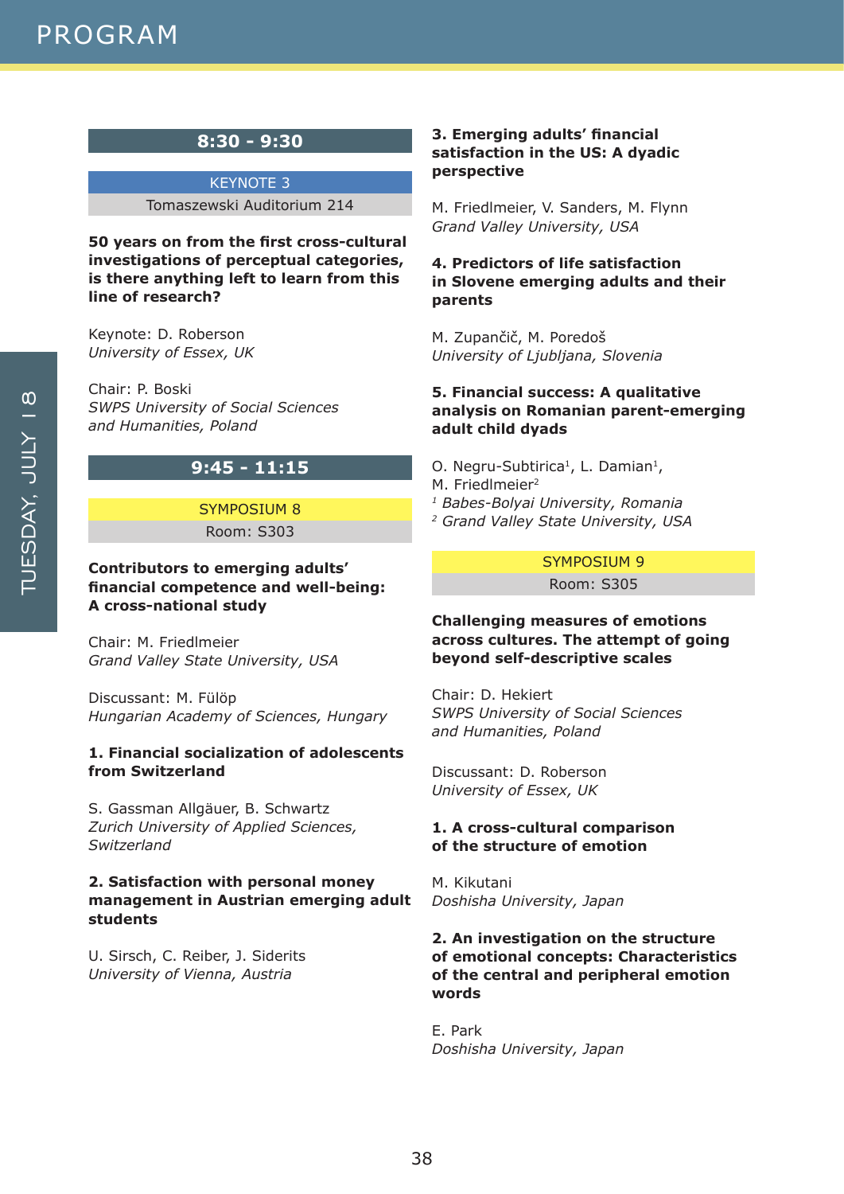## 8:30 - 9:30

### KEYNOTE 3

Tomaszewski Auditorium 214

**50 years on from the first cross-cultural investigations of perceptual categories, is there anything left to learn from this line of research?**

Keynote: D. Roberson
*University of Essex, UK*

Chair: P. Boski
*SWPS University of Social Sciences and Humanities, Poland*

## 9:45 - 11:15

### SYMPOSIUM 8

Room: S303

**Contributors to emerging adults' financial competence and well-being: A cross-national study**

Chair: M. Friedlmeier
*Grand Valley State University, USA*

Discussant: M. Fülöp
*Hungarian Academy of Sciences, Hungary*

**1. Financial socialization of adolescents from Switzerland**

S. Gassman Allgäuer, B. Schwartz
*Zurich University of Applied Sciences, Switzerland*

**2. Satisfaction with personal money management in Austrian emerging adult students**

U. Sirsch, C. Reiber, J. Siderits
*University of Vienna, Austria*

**3. Emerging adults' financial satisfaction in the US: A dyadic perspective**

M. Friedlmeier, V. Sanders, M. Flynn
*Grand Valley University, USA*

**4. Predictors of life satisfaction in Slovene emerging adults and their parents**

M. Zupančič, M. Poredoš
*University of Ljubljana, Slovenia*

**5. Financial success: A qualitative analysis on Romanian parent-emerging adult child dyads**

O. Negru-Subtirica[1], L. Damian[1], M. Friedlmeier[2]
*[1] Babes-Bolyai University, Romania*
*[2] Grand Valley State University, USA*

### SYMPOSIUM 9

Room: S305

**Challenging measures of emotions across cultures. The attempt of going beyond self-descriptive scales**

Chair: D. Hekiert
*SWPS University of Social Sciences and Humanities, Poland*

Discussant: D. Roberson
*University of Essex, UK*

**1. A cross-cultural comparison of the structure of emotion**

M. Kikutani
*Doshisha University, Japan*

**2. An investigation on the structure of emotional concepts: Characteristics of the central and peripheral emotion words**

E. Park
*Doshisha University, Japan*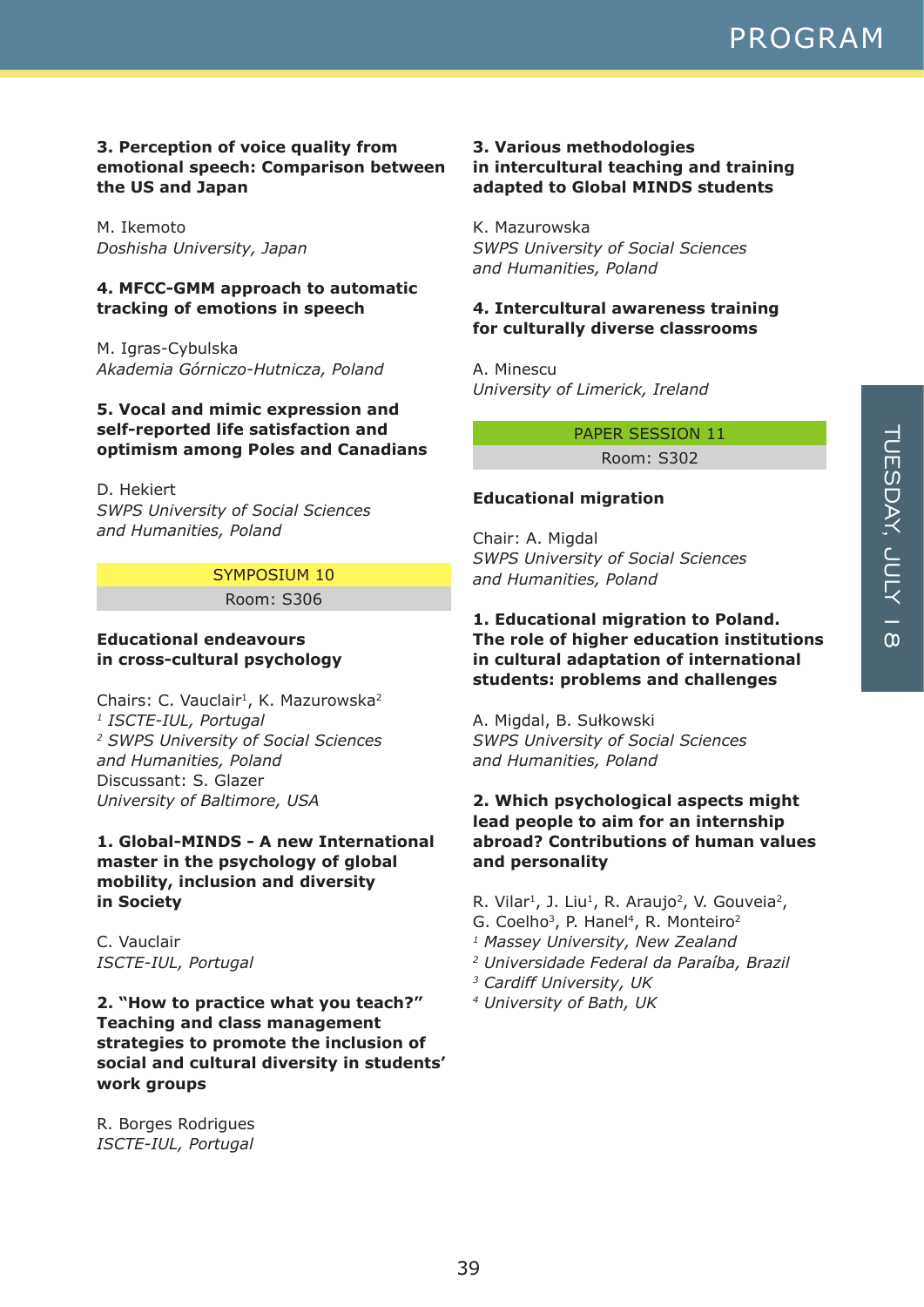**3. Perception of voice quality from emotional speech: Comparison between the US and Japan**

M. Ikemoto
*Doshisha University, Japan*

**4. MFCC-GMM approach to automatic tracking of emotions in speech**

M. Igras-Cybulska
*Akademia Górniczo-Hutnicza, Poland*

**5. Vocal and mimic expression and self-reported life satisfaction and optimism among Poles and Canadians**

D. Hekiert
*SWPS University of Social Sciences and Humanities, Poland*

## SYMPOSIUM 10

Room: S306

### Educational endeavours in cross-cultural psychology

Chairs: C. Vauclair[1], K. Mazurowska[2]
[1] *ISCTE-IUL, Portugal*
[2] *SWPS University of Social Sciences and Humanities, Poland*
Discussant: S. Glazer
*University of Baltimore, USA*

**1. Global-MINDS - A new International master in the psychology of global mobility, inclusion and diversity in Society**

C. Vauclair
*ISCTE-IUL, Portugal*

**2. "How to practice what you teach?" Teaching and class management strategies to promote the inclusion of social and cultural diversity in students' work groups**

R. Borges Rodrigues
*ISCTE-IUL, Portugal*

**3. Various methodologies in intercultural teaching and training adapted to Global MINDS students**

K. Mazurowska
*SWPS University of Social Sciences and Humanities, Poland*

**4. Intercultural awareness training for culturally diverse classrooms**

A. Minescu
*University of Limerick, Ireland*

## PAPER SESSION 11

Room: S302

### Educational migration

Chair: A. Migdal
*SWPS University of Social Sciences and Humanities, Poland*

**1. Educational migration to Poland. The role of higher education institutions in cultural adaptation of international students: problems and challenges**

A. Migdal, B. Sułkowski
*SWPS University of Social Sciences and Humanities, Poland*

**2. Which psychological aspects might lead people to aim for an internship abroad? Contributions of human values and personality**

R. Vilar[1], J. Liu[1], R. Araujo[2], V. Gouveia[2], G. Coelho[3], P. Hanel[4], R. Monteiro[2]
[1] *Massey University, New Zealand*
[2] *Universidade Federal da Paraíba, Brazil*
[3] *Cardiff University, UK*
[4] *University of Bath, UK*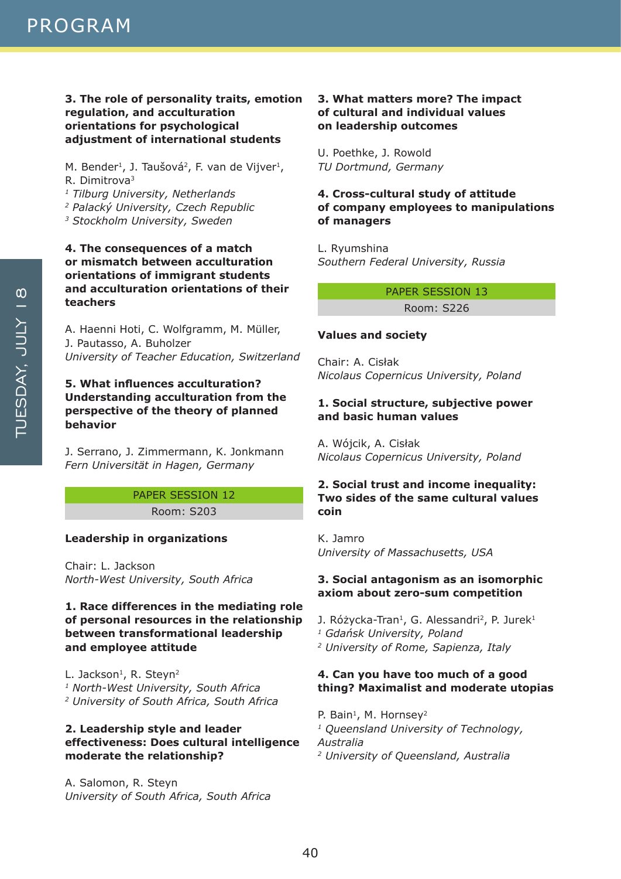**3. The role of personality traits, emotion regulation, and acculturation orientations for psychological adjustment of international students**

M. Bender[1], J. Taušová[2], F. van de Vijver[1], R. Dimitrova[3]
[1] *Tilburg University, Netherlands*
[2] *Palacký University, Czech Republic*
[3] *Stockholm University, Sweden*

**4. The consequences of a match or mismatch between acculturation orientations of immigrant students and acculturation orientations of their teachers**

A. Haenni Hoti, C. Wolfgramm, M. Müller, J. Pautasso, A. Buholzer
*University of Teacher Education, Switzerland*

**5. What influences acculturation? Understanding acculturation from the perspective of the theory of planned behavior**

J. Serrano, J. Zimmermann, K. Jonkmann
*Fern Universität in Hagen, Germany*

## PAPER SESSION 12

Room: S203

### Leadership in organizations

Chair: L. Jackson
*North-West University, South Africa*

**1. Race differences in the mediating role of personal resources in the relationship between transformational leadership and employee attitude**

L. Jackson[1], R. Steyn[2]
[1] *North-West University, South Africa*
[2] *University of South Africa, South Africa*

**2. Leadership style and leader effectiveness: Does cultural intelligence moderate the relationship?**

A. Salomon, R. Steyn
*University of South Africa, South Africa*

**3. What matters more? The impact of cultural and individual values on leadership outcomes**

U. Poethke, J. Rowold
*TU Dortmund, Germany*

**4. Cross-cultural study of attitude of company employees to manipulations of managers**

L. Ryumshina
*Southern Federal University, Russia*

## PAPER SESSION 13

Room: S226

### Values and society

Chair: A. Cisłak
*Nicolaus Copernicus University, Poland*

**1. Social structure, subjective power and basic human values**

A. Wójcik, A. Cisłak
*Nicolaus Copernicus University, Poland*

**2. Social trust and income inequality: Two sides of the same cultural values coin**

K. Jamro
*University of Massachusetts, USA*

**3. Social antagonism as an isomorphic axiom about zero-sum competition**

J. Różycka-Tran[1], G. Alessandri[2], P. Jurek[1]
[1] *Gdańsk University, Poland*
[2] *University of Rome, Sapienza, Italy*

**4. Can you have too much of a good thing? Maximalist and moderate utopias**

P. Bain[1], M. Hornsey[2]
[1] *Queensland University of Technology, Australia*
[2] *University of Queensland, Australia*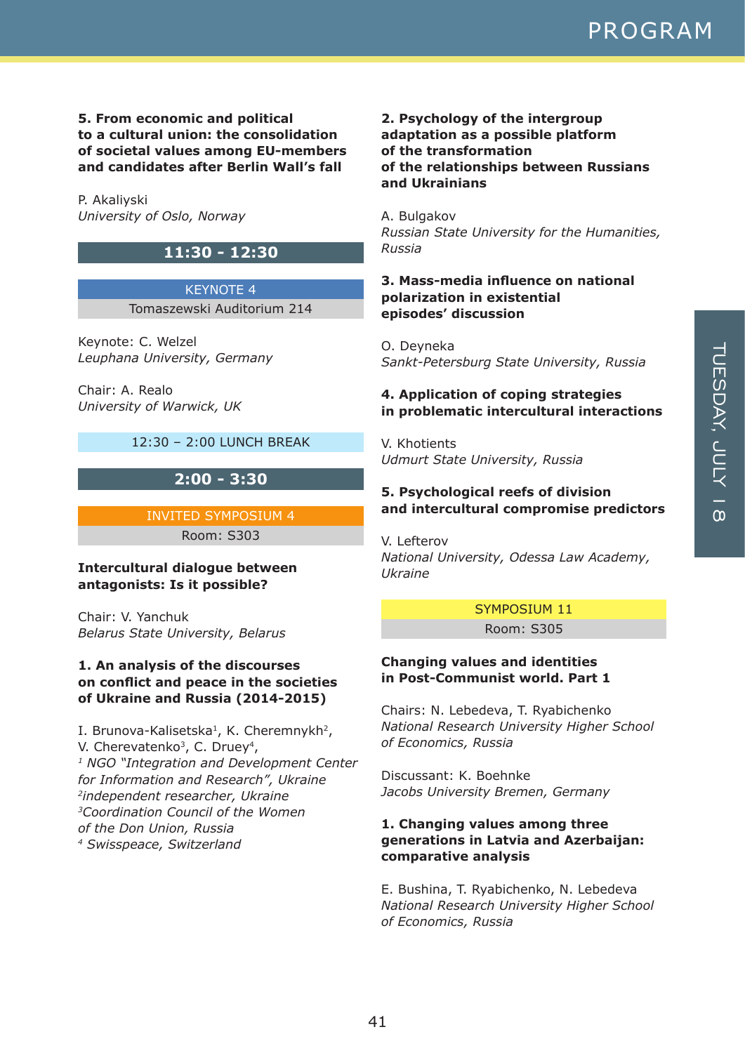**5. From economic and political to a cultural union: the consolidation of societal values among EU-members and candidates after Berlin Wall's fall**

P. Akaliyski
*University of Oslo, Norway*

## 11:30 - 12:30

KEYNOTE 4
Tomaszewski Auditorium 214

Keynote: C. Welzel
*Leuphana University, Germany*

Chair: A. Realo
*University of Warwick, UK*

12:30 – 2:00 LUNCH BREAK

## 2:00 - 3:30

INVITED SYMPOSIUM 4
Room: S303

**Intercultural dialogue between antagonists: Is it possible?**

Chair: V. Yanchuk
*Belarus State University, Belarus*

**1. An analysis of the discourses on conflict and peace in the societies of Ukraine and Russia (2014-2015)**

I. Brunova-Kalisetska[1], K. Cheremnykh[2], V. Cherevatenko[3], C. Druey[4],
*[1] NGO "Integration and Development Center for Information and Research", Ukraine*
*[2]independent researcher, Ukraine*
*[3]Coordination Council of the Women of the Don Union, Russia*
*[4] Swisspeace, Switzerland*

**2. Psychology of the intergroup adaptation as a possible platform of the transformation of the relationships between Russians and Ukrainians**

A. Bulgakov
*Russian State University for the Humanities, Russia*

**3. Mass-media influence on national polarization in existential episodes' discussion**

O. Deyneka
*Sankt-Petersburg State University, Russia*

**4. Application of coping strategies in problematic intercultural interactions**

V. Khotients
*Udmurt State University, Russia*

**5. Psychological reefs of division and intercultural compromise predictors**

V. Lefterov
*National University, Odessa Law Academy, Ukraine*

SYMPOSIUM 11
Room: S305

**Changing values and identities in Post-Communist world. Part 1**

Chairs: N. Lebedeva, T. Ryabichenko
*National Research University Higher School of Economics, Russia*

Discussant: K. Boehnke
*Jacobs University Bremen, Germany*

**1. Changing values among three generations in Latvia and Azerbaijan: comparative analysis**

E. Bushina, T. Ryabichenko, N. Lebedeva
*National Research University Higher School of Economics, Russia*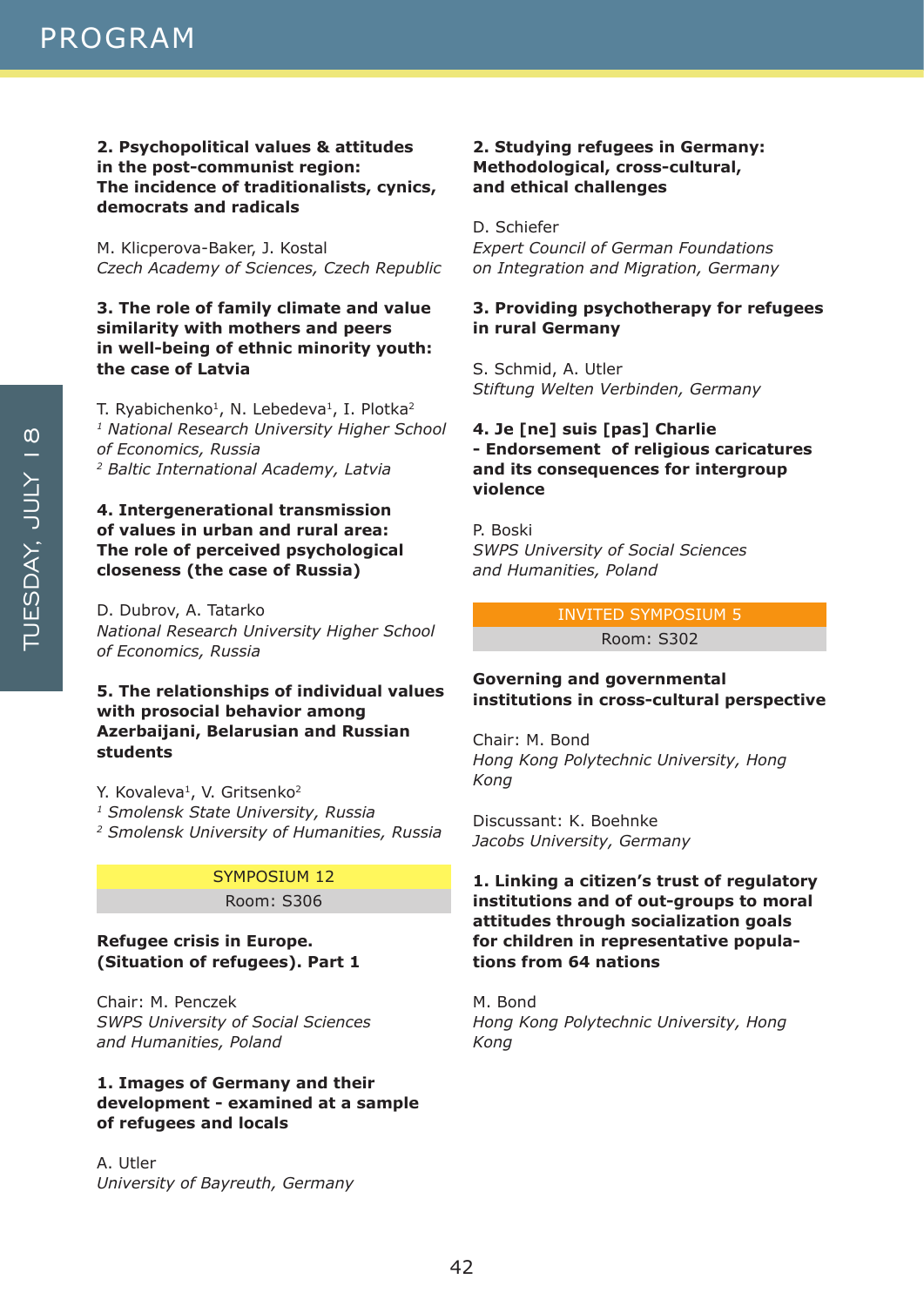**2. Psychopolitical values & attitudes in the post-communist region: The incidence of traditionalists, cynics, democrats and radicals**

M. Klicperova-Baker, J. Kostal
*Czech Academy of Sciences, Czech Republic*

**3. The role of family climate and value similarity with mothers and peers in well-being of ethnic minority youth: the case of Latvia**

T. Ryabichenko[1], N. Lebedeva[1], I. Plotka[2]
[1] *National Research University Higher School of Economics, Russia*
[2] *Baltic International Academy, Latvia*

**4. Intergenerational transmission of values in urban and rural area: The role of perceived psychological closeness (the case of Russia)**

D. Dubrov, A. Tatarko
*National Research University Higher School of Economics, Russia*

**5. The relationships of individual values with prosocial behavior among Azerbaijani, Belarusian and Russian students**

Y. Kovaleva[1], V. Gritsenko[2]
[1] *Smolensk State University, Russia*
[2] *Smolensk University of Humanities, Russia*

## SYMPOSIUM 12

Room: S306

**Refugee crisis in Europe. (Situation of refugees). Part 1**

Chair: M. Penczek
*SWPS University of Social Sciences and Humanities, Poland*

**1. Images of Germany and their development - examined at a sample of refugees and locals**

A. Utler
*University of Bayreuth, Germany*

**2. Studying refugees in Germany: Methodological, cross-cultural, and ethical challenges**

D. Schiefer
*Expert Council of German Foundations on Integration and Migration, Germany*

**3. Providing psychotherapy for refugees in rural Germany**

S. Schmid, A. Utler
*Stiftung Welten Verbinden, Germany*

**4. Je [ne] suis [pas] Charlie - Endorsement of religious caricatures and its consequences for intergroup violence**

P. Boski
*SWPS University of Social Sciences and Humanities, Poland*

## INVITED SYMPOSIUM 5

Room: S302

**Governing and governmental institutions in cross-cultural perspective**

Chair: M. Bond
*Hong Kong Polytechnic University, Hong Kong*

Discussant: K. Boehnke
*Jacobs University, Germany*

**1. Linking a citizen's trust of regulatory institutions and of out-groups to moral attitudes through socialization goals for children in representative populations from 64 nations**

M. Bond
*Hong Kong Polytechnic University, Hong Kong*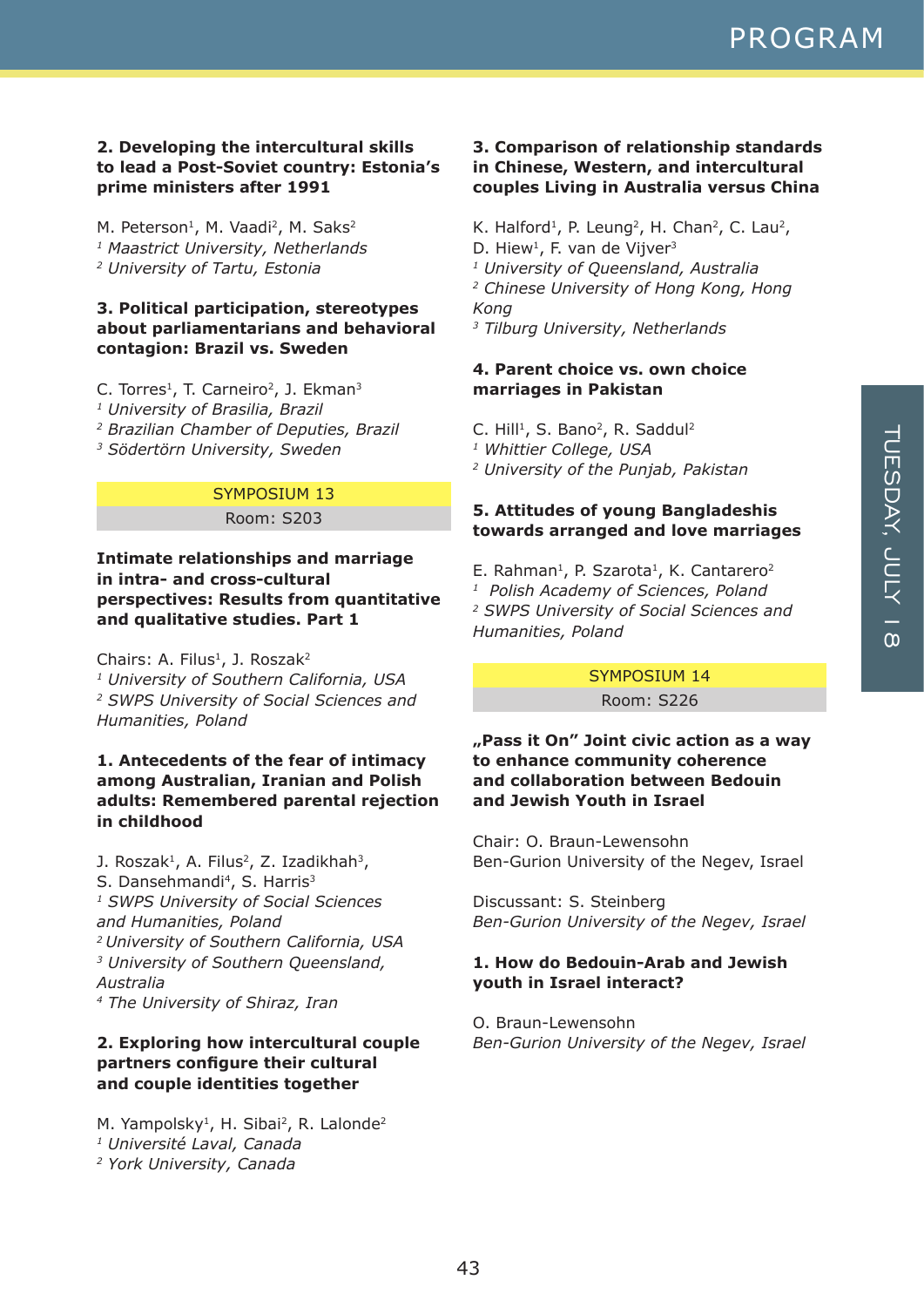**2. Developing the intercultural skills to lead a Post-Soviet country: Estonia's prime ministers after 1991**

M. Peterson[1], M. Vaadi[2], M. Saks[2]
[1] *Maastrict University, Netherlands*
[2] *University of Tartu, Estonia*

**3. Political participation, stereotypes about parliamentarians and behavioral contagion: Brazil vs. Sweden**

C. Torres[1], T. Carneiro[2], J. Ekman[3]
[1] *University of Brasilia, Brazil*
[2] *Brazilian Chamber of Deputies, Brazil*
[3] *Södertörn University, Sweden*

## SYMPOSIUM 13
Room: S203

**Intimate relationships and marriage in intra- and cross-cultural perspectives: Results from quantitative and qualitative studies. Part 1**

Chairs: A. Filus[1], J. Roszak[2]
[1] *University of Southern California, USA*
[2] *SWPS University of Social Sciences and Humanities, Poland*

**1. Antecedents of the fear of intimacy among Australian, Iranian and Polish adults: Remembered parental rejection in childhood**

J. Roszak[1], A. Filus[2], Z. Izadikhah[3], S. Dansehmandi[4], S. Harris[3]
[1] *SWPS University of Social Sciences and Humanities, Poland*
[2] *University of Southern California, USA*
[3] *University of Southern Queensland, Australia*
[4] *The University of Shiraz, Iran*

**2. Exploring how intercultural couple partners configure their cultural and couple identities together**

M. Yampolsky[1], H. Sibai[2], R. Lalonde[2]
[1] *Université Laval, Canada*
[2] *York University, Canada*

**3. Comparison of relationship standards in Chinese, Western, and intercultural couples Living in Australia versus China**

K. Halford[1], P. Leung[2], H. Chan[2], C. Lau[2], D. Hiew[1], F. van de Vijver[3]
[1] *University of Queensland, Australia*
[2] *Chinese University of Hong Kong, Hong Kong*
[3] *Tilburg University, Netherlands*

**4. Parent choice vs. own choice marriages in Pakistan**

C. Hill[1], S. Bano[2], R. Saddul[2]
[1] *Whittier College, USA*
[2] *University of the Punjab, Pakistan*

**5. Attitudes of young Bangladeshis towards arranged and love marriages**

E. Rahman[1], P. Szarota[1], K. Cantarero[2]
[1] *Polish Academy of Sciences, Poland*
[2] *SWPS University of Social Sciences and Humanities, Poland*

## SYMPOSIUM 14
Room: S226

**„Pass it On" Joint civic action as a way to enhance community coherence and collaboration between Bedouin and Jewish Youth in Israel**

Chair: O. Braun-Lewensohn
Ben-Gurion University of the Negev, Israel

Discussant: S. Steinberg
*Ben-Gurion University of the Negev, Israel*

**1. How do Bedouin-Arab and Jewish youth in Israel interact?**

O. Braun-Lewensohn
*Ben-Gurion University of the Negev, Israel*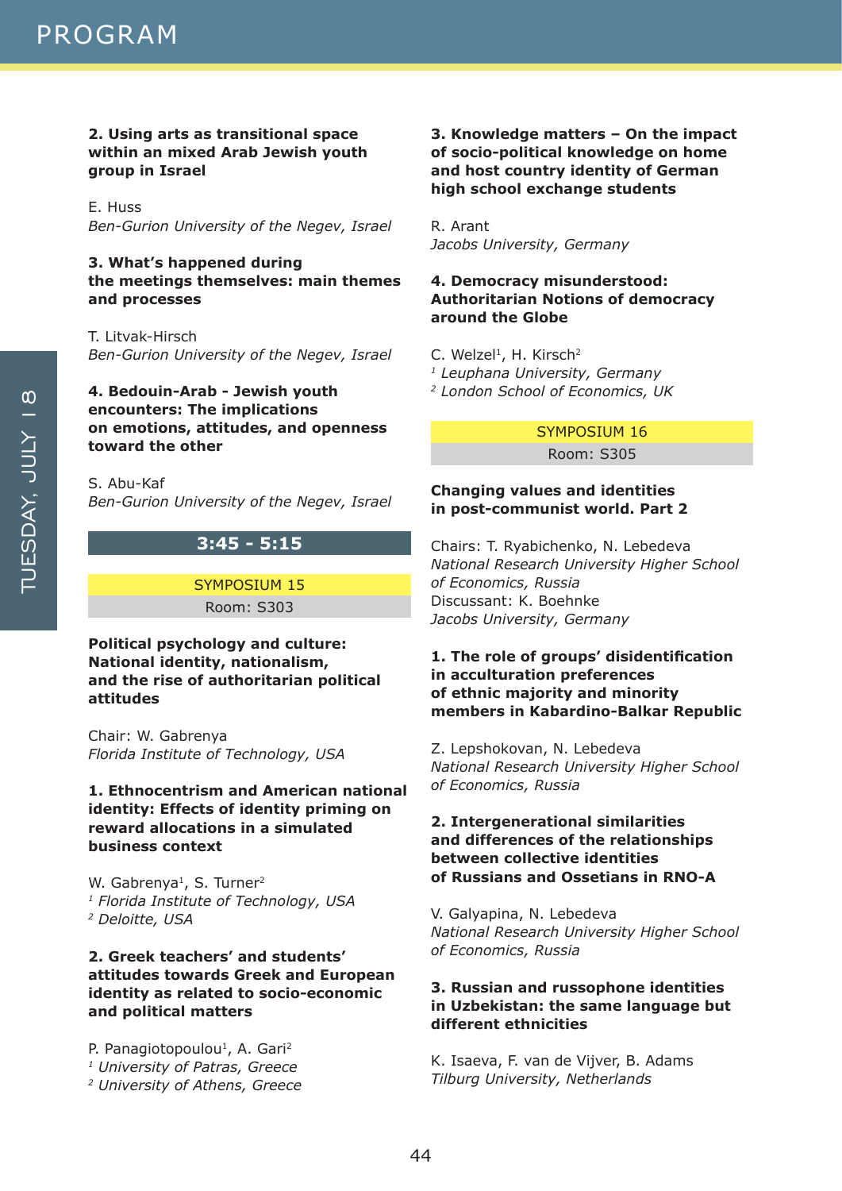**2. Using arts as transitional space within an mixed Arab Jewish youth group in Israel**

E. Huss
*Ben-Gurion University of the Negev, Israel*

**3. What's happened during the meetings themselves: main themes and processes**

T. Litvak-Hirsch
*Ben-Gurion University of the Negev, Israel*

**4. Bedouin-Arab - Jewish youth encounters: The implications on emotions, attitudes, and openness toward the other**

S. Abu-Kaf
*Ben-Gurion University of the Negev, Israel*

## 3:45 - 5:15

### SYMPOSIUM 15

Room: S303

**Political psychology and culture: National identity, nationalism, and the rise of authoritarian political attitudes**

Chair: W. Gabrenya
*Florida Institute of Technology, USA*

**1. Ethnocentrism and American national identity: Effects of identity priming on reward allocations in a simulated business context**

W. Gabrenya[1], S. Turner[2]
[1] *Florida Institute of Technology, USA*
[2] *Deloitte, USA*

**2. Greek teachers' and students' attitudes towards Greek and European identity as related to socio-economic and political matters**

P. Panagiotopoulou[1], A. Gari[2]
[1] *University of Patras, Greece*
[2] *University of Athens, Greece*

**3. Knowledge matters – On the impact of socio-political knowledge on home and host country identity of German high school exchange students**

R. Arant
*Jacobs University, Germany*

**4. Democracy misunderstood: Authoritarian Notions of democracy around the Globe**

C. Welzel[1], H. Kirsch[2]
[1] *Leuphana University, Germany*
[2] *London School of Economics, UK*

### SYMPOSIUM 16

Room: S305

**Changing values and identities in post-communist world. Part 2**

Chairs: T. Ryabichenko, N. Lebedeva
*National Research University Higher School of Economics, Russia*
Discussant: K. Boehnke
*Jacobs University, Germany*

**1. The role of groups' disidentification in acculturation preferences of ethnic majority and minority members in Kabardino-Balkar Republic**

Z. Lepshokovan, N. Lebedeva
*National Research University Higher School of Economics, Russia*

**2. Intergenerational similarities and differences of the relationships between collective identities of Russians and Ossetians in RNO-A**

V. Galyapina, N. Lebedeva
*National Research University Higher School of Economics, Russia*

**3. Russian and russophone identities in Uzbekistan: the same language but different ethnicities**

K. Isaeva, F. van de Vijver, B. Adams
*Tilburg University, Netherlands*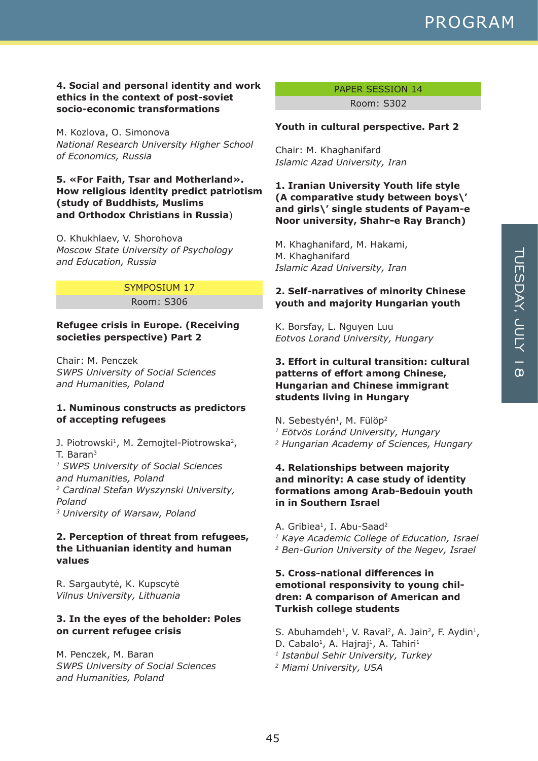**4. Social and personal identity and work ethics in the context of post-soviet socio-economic transformations**

M. Kozlova, O. Simonova
*National Research University Higher School of Economics, Russia*

**5. «For Faith, Tsar and Motherland». How religious identity predict patriotism (study of Buddhists, Muslims and Orthodox Christians in Russia**)

O. Khukhlaev, V. Shorohova
*Moscow State University of Psychology and Education, Russia*

SYMPOSIUM 17
Room: S306

**Refugee crisis in Europe. (Receiving societies perspective) Part 2**

Chair: M. Penczek
*SWPS University of Social Sciences and Humanities, Poland*

**1. Numinous constructs as predictors of accepting refugees**

J. Piotrowski[1], M. Żemojtel-Piotrowska[2], T. Baran[3]
[1] *SWPS University of Social Sciences and Humanities, Poland*
[2] *Cardinal Stefan Wyszynski University, Poland*
[3] *University of Warsaw, Poland*

**2. Perception of threat from refugees, the Lithuanian identity and human values**

R. Sargautytė, K. Kupscytė
*Vilnus University, Lithuania*

**3. In the eyes of the beholder: Poles on current refugee crisis**

M. Penczek, M. Baran
*SWPS University of Social Sciences and Humanities, Poland*

PAPER SESSION 14
Room: S302

**Youth in cultural perspective. Part 2**

Chair: M. Khaghanifard
*Islamic Azad University, Iran*

**1. Iranian University Youth life style (A comparative study between boys\' and girls\' single students of Payam-e Noor university, Shahr-e Ray Branch)**

M. Khaghanifard, M. Hakami, M. Khaghanifard
*Islamic Azad University, Iran*

**2. Self-narratives of minority Chinese youth and majority Hungarian youth**

K. Borsfay, L. Nguyen Luu
*Eotvos Lorand University, Hungary*

**3. Effort in cultural transition: cultural patterns of effort among Chinese, Hungarian and Chinese immigrant students living in Hungary**

N. Sebestyén[1], M. Fülöp[2]
[1] *Eötvös Loránd University, Hungary*
[2] *Hungarian Academy of Sciences, Hungary*

**4. Relationships between majority and minority: A case study of identity formations among Arab-Bedouin youth in in Southern Israel**

A. Gribiea[1], I. Abu-Saad[2]
[1] *Kaye Academic College of Education, Israel*
[2] *Ben-Gurion University of the Negev, Israel*

**5. Cross-national differences in emotional responsivity to young children: A comparison of American and Turkish college students**

S. Abuhamdeh[1], V. Raval[2], A. Jain[2], F. Aydin[1], D. Cabalo[1], A. Hajraj[1], A. Tahiri[1]
[1] *Istanbul Sehir University, Turkey*
[2] *Miami University, USA*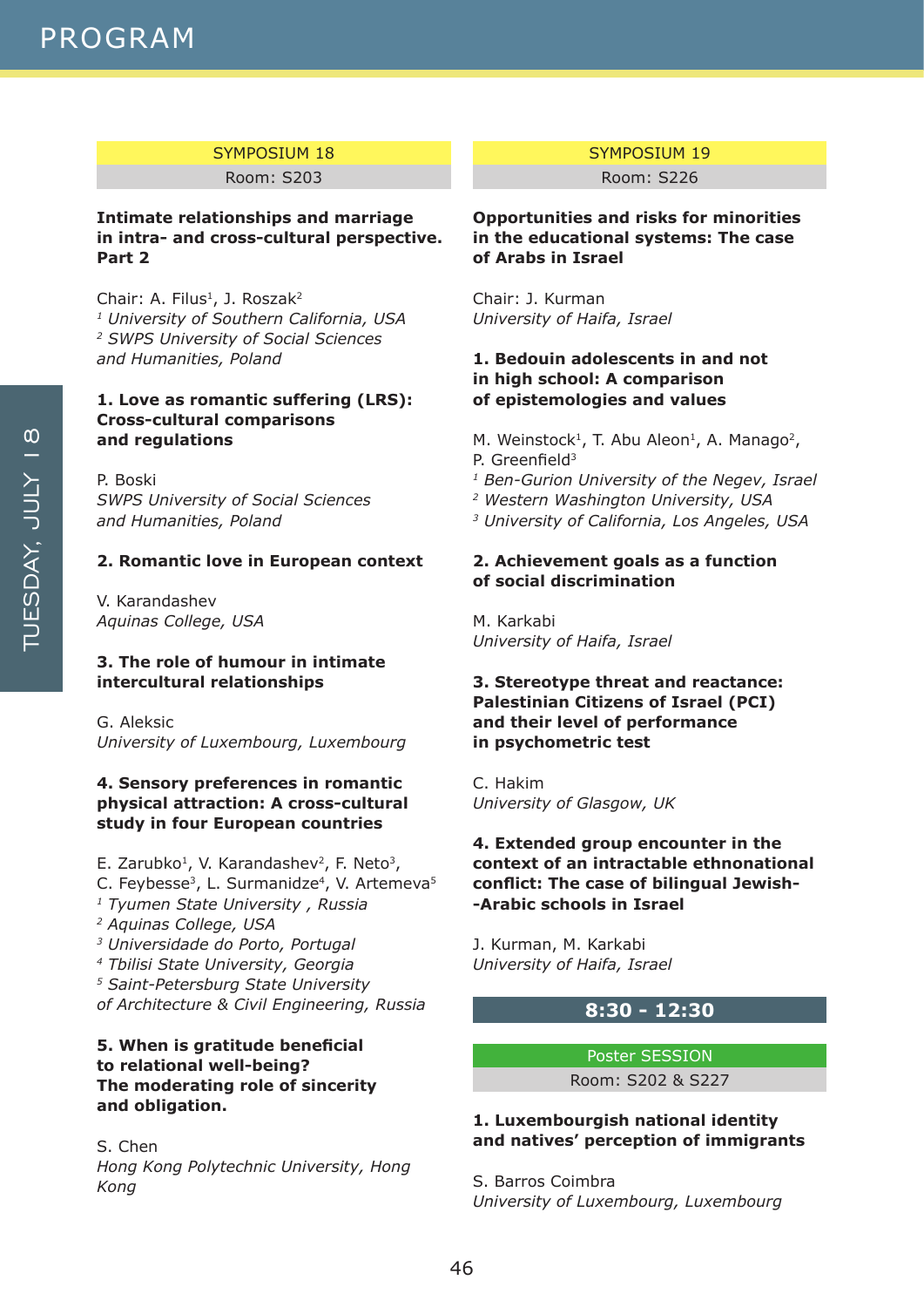## SYMPOSIUM 18

Room: S203

**Intimate relationships and marriage in intra- and cross-cultural perspective. Part 2**

Chair: A. Filus[1], J. Roszak[2]
[1] *University of Southern California, USA*
[2] *SWPS University of Social Sciences and Humanities, Poland*

**1. Love as romantic suffering (LRS): Cross-cultural comparisons and regulations**

P. Boski
*SWPS University of Social Sciences and Humanities, Poland*

**2. Romantic love in European context**

V. Karandashev
*Aquinas College, USA*

**3. The role of humour in intimate intercultural relationships**

G. Aleksic
*University of Luxembourg, Luxembourg*

**4. Sensory preferences in romantic physical attraction: A cross-cultural study in four European countries**

E. Zarubko[1], V. Karandashev[2], F. Neto[3], C. Feybesse[3], L. Surmanidze[4], V. Artemeva[5]
[1] *Tyumen State University , Russia*
[2] *Aquinas College, USA*
[3] *Universidade do Porto, Portugal*
[4] *Tbilisi State University, Georgia*
[5] *Saint-Petersburg State University of Architecture & Civil Engineering, Russia*

**5. When is gratitude beneficial to relational well-being? The moderating role of sincerity and obligation.**

S. Chen
*Hong Kong Polytechnic University, Hong Kong*

## SYMPOSIUM 19

Room: S226

**Opportunities and risks for minorities in the educational systems: The case of Arabs in Israel**

Chair: J. Kurman
*University of Haifa, Israel*

**1. Bedouin adolescents in and not in high school: A comparison of epistemologies and values**

M. Weinstock[1], T. Abu Aleon[1], A. Manago[2], P. Greenfield[3]
[1] *Ben-Gurion University of the Negev, Israel*
[2] *Western Washington University, USA*
[3] *University of California, Los Angeles, USA*

**2. Achievement goals as a function of social discrimination**

M. Karkabi
*University of Haifa, Israel*

**3. Stereotype threat and reactance: Palestinian Citizens of Israel (PCI) and their level of performance in psychometric test**

C. Hakim
*University of Glasgow, UK*

**4. Extended group encounter in the context of an intractable ethnonational conflict: The case of bilingual Jewish--Arabic schools in Israel**

J. Kurman, M. Karkabi
*University of Haifa, Israel*

## 8:30 - 12:30

### Poster SESSION

Room: S202 & S227

**1. Luxembourgish national identity and natives' perception of immigrants**

S. Barros Coimbra
*University of Luxembourg, Luxembourg*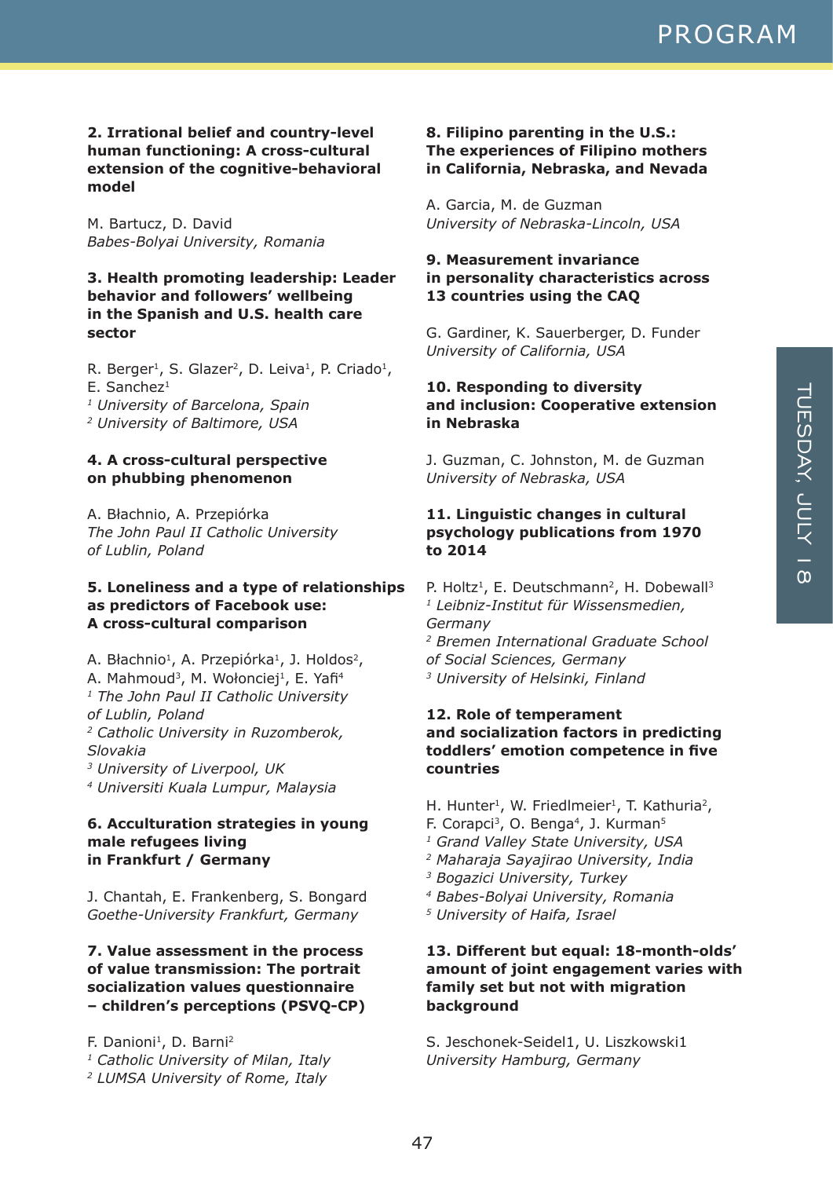**2. Irrational belief and country-level human functioning: A cross-cultural extension of the cognitive-behavioral model**

M. Bartucz, D. David
*Babes-Bolyai University, Romania*

**3. Health promoting leadership: Leader behavior and followers' wellbeing in the Spanish and U.S. health care sector**

R. Berger[1], S. Glazer[2], D. Leiva[1], P. Criado[1], E. Sanchez[1]
[1] *University of Barcelona, Spain*
[2] *University of Baltimore, USA*

**4. A cross-cultural perspective on phubbing phenomenon**

A. Błachnio, A. Przepiórka
*The John Paul II Catholic University of Lublin, Poland*

**5. Loneliness and a type of relationships as predictors of Facebook use: A cross-cultural comparison**

A. Błachnio[1], A. Przepiórka[1], J. Holdos[2], A. Mahmoud[3], M. Wołonciej[1], E. Yafi[4]
[1] *The John Paul II Catholic University of Lublin, Poland*
[2] *Catholic University in Ruzomberok, Slovakia*
[3] *University of Liverpool, UK*
[4] *Universiti Kuala Lumpur, Malaysia*

**6. Acculturation strategies in young male refugees living in Frankfurt / Germany**

J. Chantah, E. Frankenberg, S. Bongard
*Goethe-University Frankfurt, Germany*

**7. Value assessment in the process of value transmission: The portrait socialization values questionnaire – children's perceptions (PSVQ-CP)**

F. Danioni[1], D. Barni[2]
[1] *Catholic University of Milan, Italy*
[2] *LUMSA University of Rome, Italy*

**8. Filipino parenting in the U.S.: The experiences of Filipino mothers in California, Nebraska, and Nevada**

A. Garcia, M. de Guzman
*University of Nebraska-Lincoln, USA*

**9. Measurement invariance in personality characteristics across 13 countries using the CAQ**

G. Gardiner, K. Sauerberger, D. Funder
*University of California, USA*

**10. Responding to diversity and inclusion: Cooperative extension in Nebraska**

J. Guzman, C. Johnston, M. de Guzman
*University of Nebraska, USA*

**11. Linguistic changes in cultural psychology publications from 1970 to 2014**

P. Holtz[1], E. Deutschmann[2], H. Dobewall[3]
[1] *Leibniz-Institut für Wissensmedien, Germany*
[2] *Bremen International Graduate School of Social Sciences, Germany*
[3] *University of Helsinki, Finland*

**12. Role of temperament and socialization factors in predicting toddlers' emotion competence in five countries**

H. Hunter[1], W. Friedlmeier[1], T. Kathuria[2], F. Corapci[3], O. Benga[4], J. Kurman[5]
[1] *Grand Valley State University, USA*
[2] *Maharaja Sayajirao University, India*
[3] *Bogazici University, Turkey*
[4] *Babes-Bolyai University, Romania*
[5] *University of Haifa, Israel*

**13. Different but equal: 18-month-olds' amount of joint engagement varies with family set but not with migration background**

S. Jeschonek-Seidel1, U. Liszkowski1
*University Hamburg, Germany*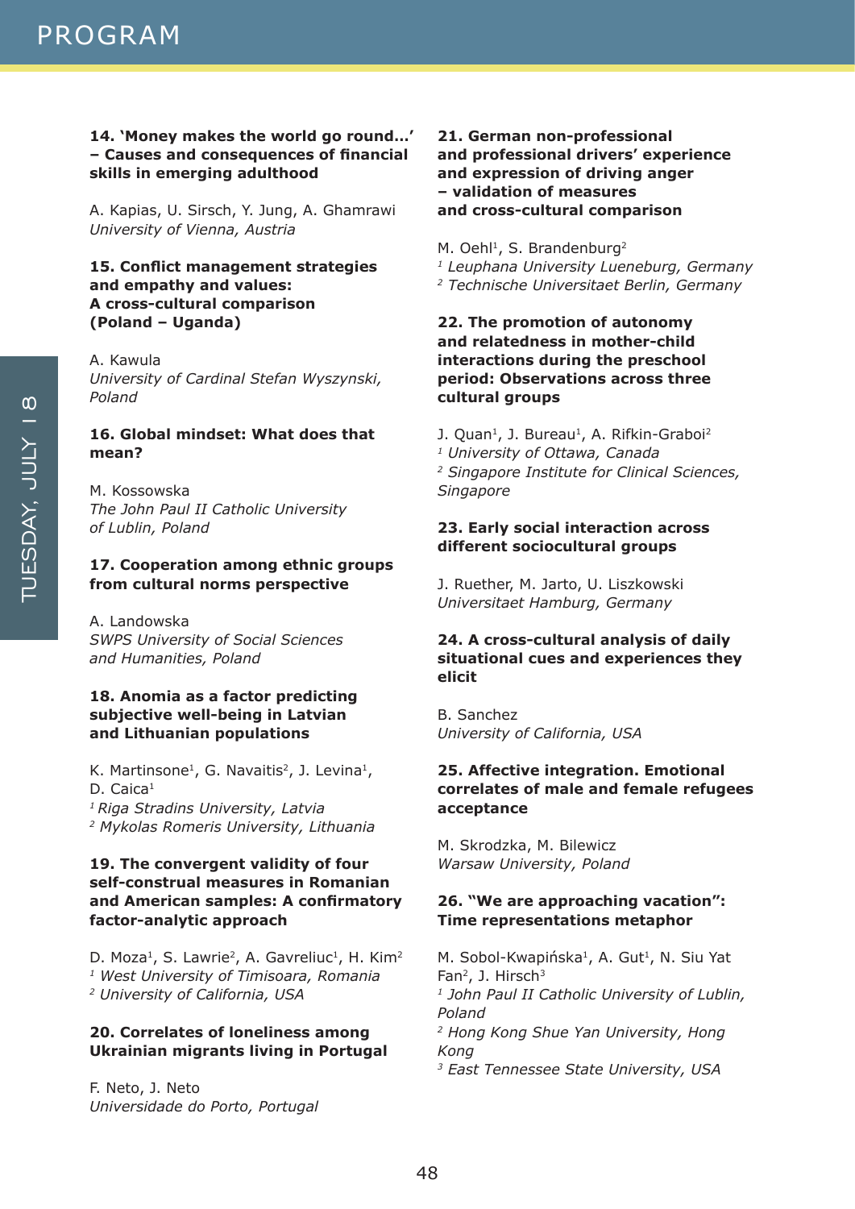**14. 'Money makes the world go round…' – Causes and consequences of financial skills in emerging adulthood**

A. Kapias, U. Sirsch, Y. Jung, A. Ghamrawi
*University of Vienna, Austria*

**15. Conflict management strategies and empathy and values: A cross-cultural comparison (Poland – Uganda)**

A. Kawula
*University of Cardinal Stefan Wyszynski, Poland*

**16. Global mindset: What does that mean?**

M. Kossowska
*The John Paul II Catholic University of Lublin, Poland*

**17. Cooperation among ethnic groups from cultural norms perspective**

A. Landowska
*SWPS University of Social Sciences and Humanities, Poland*

**18. Anomia as a factor predicting subjective well-being in Latvian and Lithuanian populations**

K. Martinsone[1], G. Navaitis[2], J. Levina[1], D. Caica[1]
[1] *Riga Stradins University, Latvia*
[2] *Mykolas Romeris University, Lithuania*

**19. The convergent validity of four self-construal measures in Romanian and American samples: A confirmatory factor-analytic approach**

D. Moza[1], S. Lawrie[2], A. Gavreliuc[1], H. Kim[2]
[1] *West University of Timisoara, Romania*
[2] *University of California, USA*

**20. Correlates of loneliness among Ukrainian migrants living in Portugal**

F. Neto, J. Neto
*Universidade do Porto, Portugal*

**21. German non-professional and professional drivers' experience and expression of driving anger – validation of measures and cross-cultural comparison**

M. Oehl[1], S. Brandenburg[2]
[1] *Leuphana University Lueneburg, Germany*
[2] *Technische Universitaet Berlin, Germany*

**22. The promotion of autonomy and relatedness in mother-child interactions during the preschool period: Observations across three cultural groups**

J. Quan[1], J. Bureau[1], A. Rifkin-Graboi[2]
[1] *University of Ottawa, Canada*
[2] *Singapore Institute for Clinical Sciences, Singapore*

**23. Early social interaction across different sociocultural groups**

J. Ruether, M. Jarto, U. Liszkowski
*Universitaet Hamburg, Germany*

**24. A cross-cultural analysis of daily situational cues and experiences they elicit**

B. Sanchez
*University of California, USA*

**25. Affective integration. Emotional correlates of male and female refugees acceptance**

M. Skrodzka, M. Bilewicz
*Warsaw University, Poland*

**26. "We are approaching vacation": Time representations metaphor**

M. Sobol-Kwapińska[1], A. Gut[1], N. Siu Yat Fan[2], J. Hirsch[3]
[1] *John Paul II Catholic University of Lublin, Poland*
[2] *Hong Kong Shue Yan University, Hong Kong*
[3] *East Tennessee State University, USA*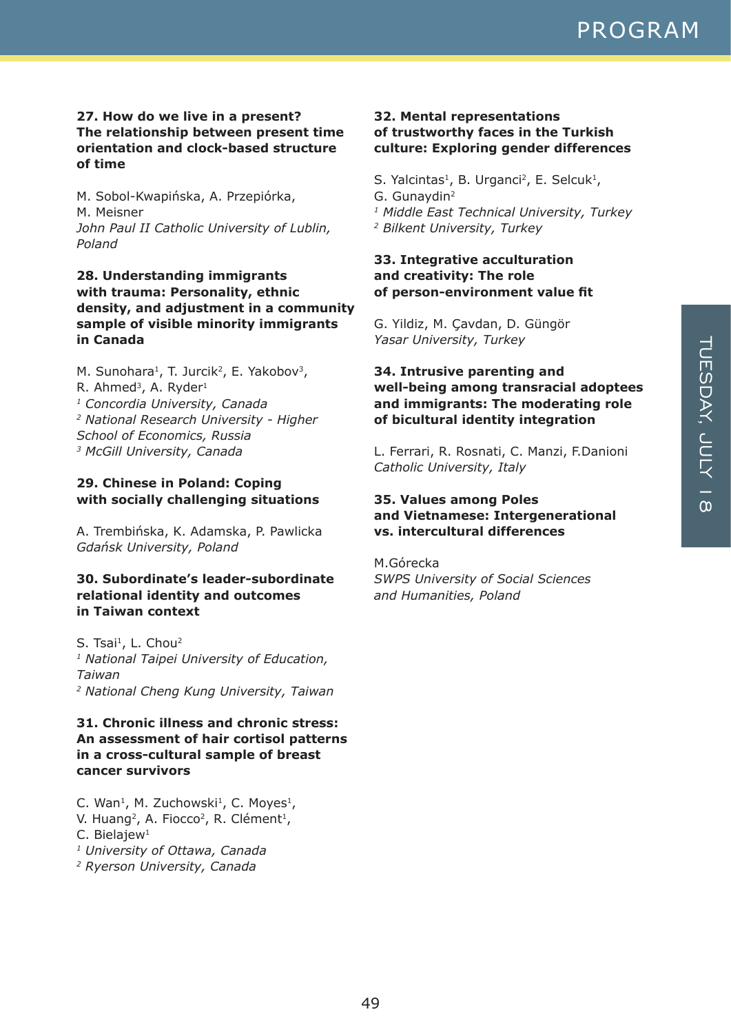**27. How do we live in a present? The relationship between present time orientation and clock-based structure of time**

M. Sobol-Kwapińska, A. Przepiórka, M. Meisner
*John Paul II Catholic University of Lublin, Poland*

**28. Understanding immigrants with trauma: Personality, ethnic density, and adjustment in a community sample of visible minority immigrants in Canada**

M. Sunohara[1], T. Jurcik[2], E. Yakobov[3], R. Ahmed[3], A. Ryder[1]
[1] *Concordia University, Canada*
[2] *National Research University - Higher School of Economics, Russia*
[3] *McGill University, Canada*

**29. Chinese in Poland: Coping with socially challenging situations**

A. Trembińska, K. Adamska, P. Pawlicka
*Gdańsk University, Poland*

**30. Subordinate's leader-subordinate relational identity and outcomes in Taiwan context**

S. Tsai[1], L. Chou[2]
[1] *National Taipei University of Education, Taiwan*
[2] *National Cheng Kung University, Taiwan*

**31. Chronic illness and chronic stress: An assessment of hair cortisol patterns in a cross-cultural sample of breast cancer survivors**

C. Wan[1], M. Zuchowski[1], C. Moyes[1], V. Huang[2], A. Fiocco[2], R. Clément[1], C. Bielajew[1]
[1] *University of Ottawa, Canada*
[2] *Ryerson University, Canada*

**32. Mental representations of trustworthy faces in the Turkish culture: Exploring gender differences**

S. Yalcintas[1], B. Urganci[2], E. Selcuk[1], G. Gunaydin[2]
[1] *Middle East Technical University, Turkey*
[2] *Bilkent University, Turkey*

**33. Integrative acculturation and creativity: The role of person-environment value fit**

G. Yildiz, M. Çavdan, D. Güngör
*Yasar University, Turkey*

**34. Intrusive parenting and well-being among transracial adoptees and immigrants: The moderating role of bicultural identity integration**

L. Ferrari, R. Rosnati, C. Manzi, F.Danioni
*Catholic University, Italy*

**35. Values among Poles and Vietnamese: Intergenerational vs. intercultural differences**

M.Górecka
*SWPS University of Social Sciences and Humanities, Poland*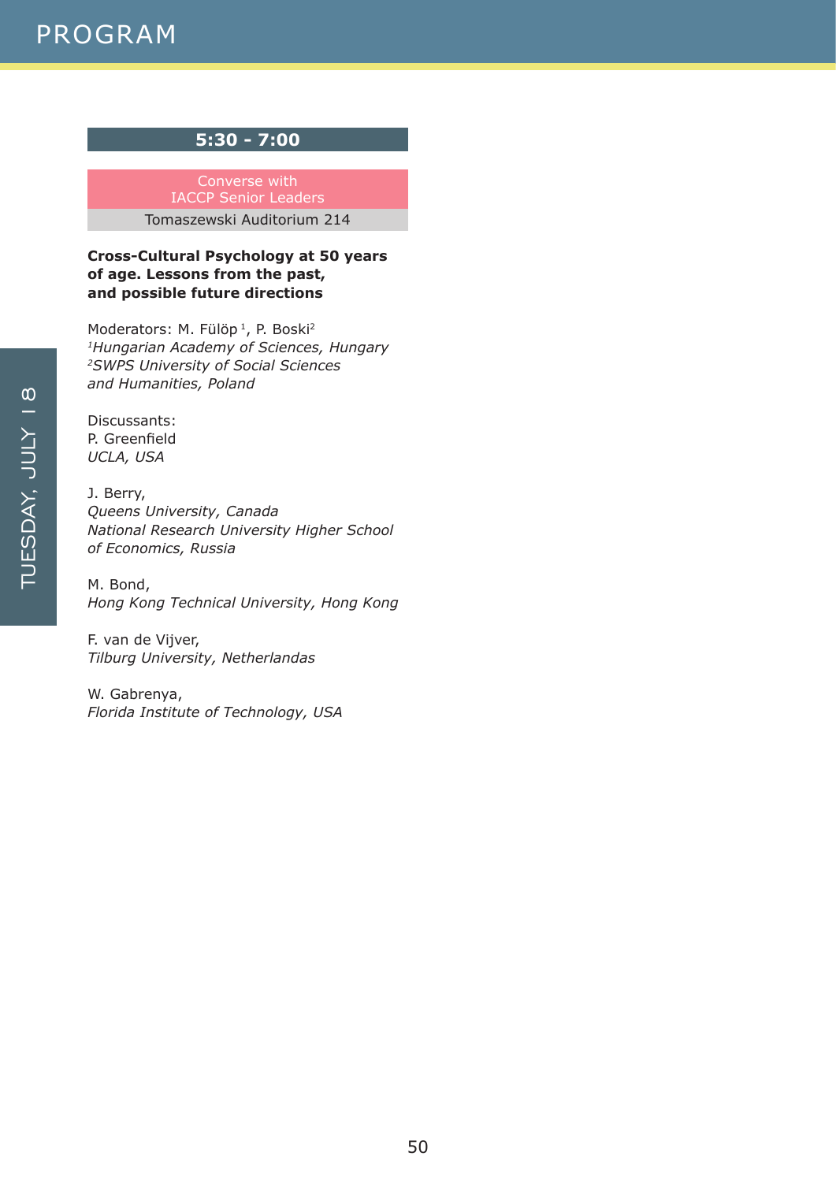## 5:30 - 7:00

Converse with
IACCP Senior Leaders

Tomaszewski Auditorium 214

**Cross-Cultural Psychology at 50 years of age. Lessons from the past, and possible future directions**

Moderators: M. Fülöp [1], P. Boski[2]
[1]*Hungarian Academy of Sciences, Hungary*
[2]*SWPS University of Social Sciences and Humanities, Poland*

Discussants:
P. Greenfield
*UCLA, USA*

J. Berry,
*Queens University, Canada*
*National Research University Higher School of Economics, Russia*

M. Bond,
*Hong Kong Technical University, Hong Kong*

F. van de Vijver,
*Tilburg University, Netherlandas*

W. Gabrenya,
*Florida Institute of Technology, USA*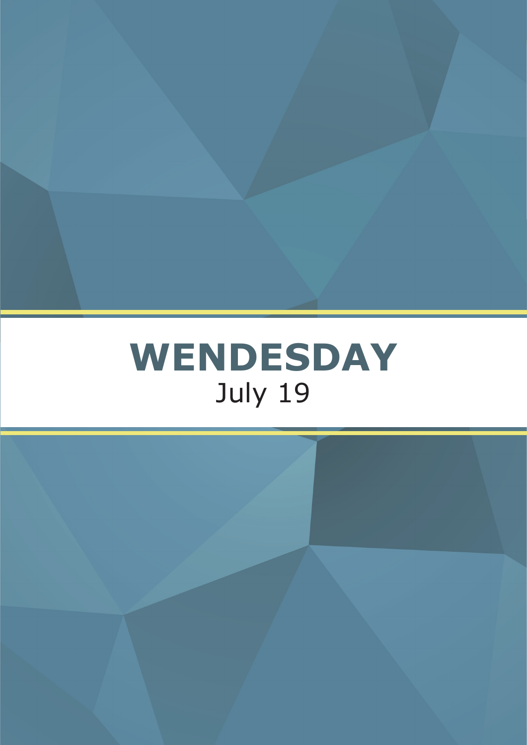# WENDESDAY

July 19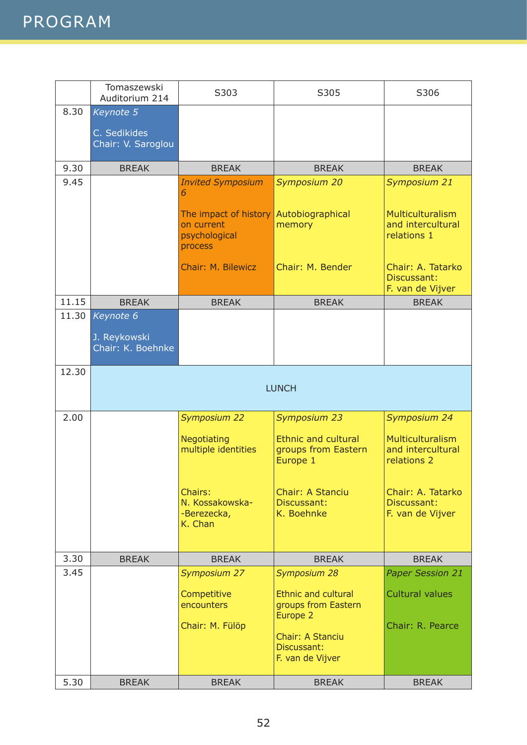# PROGRAM

| | Tomaszewski Auditorium 214 | S303 | S305 | S306 |
|---|---|---|---|---|
| 8.30 | *Keynote 5* C. Sedikides Chair: V. Saroglou | | | |
| 9.30 | BREAK | BREAK | BREAK | BREAK |
| 9.45 | | *Invited Symposium 6* The impact of history on current psychological process Chair: M. Bilewicz | *Symposium 20* Autobiographical memory Chair: M. Bender | *Symposium 21* Multiculturalism and intercultural relations 1 Chair: A. Tatarko Discussant: F. van de Vijver |
| 11.15 | BREAK | BREAK | BREAK | BREAK |
| 11.30 | *Keynote 6* J. Reykowski Chair: K. Boehnke | | | |
| 12.30 | LUNCH | | | |
| 2.00 | | *Symposium 22* Negotiating multiple identities Chairs: N. Kossakowska--Berezecka, K. Chan | *Symposium 23* Ethnic and cultural groups from Eastern Europe 1 Chair: A Stanciu Discussant: K. Boehnke | *Symposium 24* Multiculturalism and intercultural relations 2 Chair: A. Tatarko Discussant: F. van de Vijver |
| 3.30 | BREAK | BREAK | BREAK | BREAK |
| 3.45 | | *Symposium 27* Competitive encounters Chair: M. Fülöp | *Symposium 28* Ethnic and cultural groups from Eastern Europe 2 Chair: A Stanciu Discussant: F. van de Vijver | *Paper Session 21* Cultural values Chair: R. Pearce |
| 5.30 | BREAK | BREAK | BREAK | BREAK |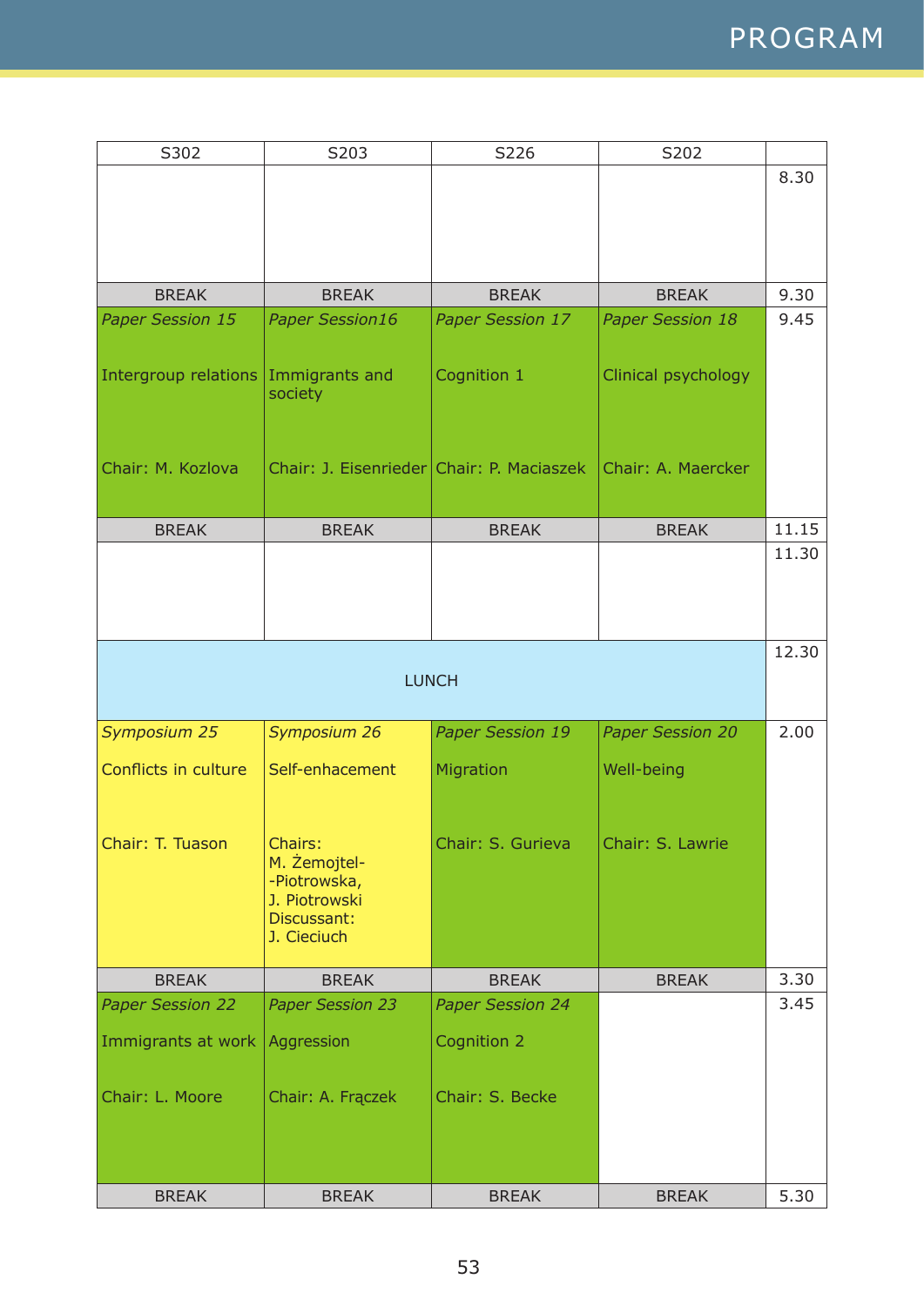| S302 | S203 | S226 | S202 | |
|---|---|---|---|---|
| | | | | 8.30 |
| BREAK | BREAK | BREAK | BREAK | 9.30 |
| *Paper Session 15* Intergroup relations Chair: M. Kozlova | *Paper Session16* Immigrants and society Chair: J. Eisenrieder | *Paper Session 17* Cognition 1 Chair: P. Maciaszek | *Paper Session 18* Clinical psychology Chair: A. Maercker | 9.45 |
| BREAK | BREAK | BREAK | BREAK | 11.15 |
| | | | | 11.30 |
| LUNCH | | | | 12.30 |
| *Symposium 25* Conflicts in culture Chair: T. Tuason | *Symposium 26* Self-enhancement Chairs: M. Żemojtel--Piotrowska, J. Piotrowski Discussant: J. Cieciuch | *Paper Session 19* Migration Chair: S. Gurieva | *Paper Session 20* Well-being Chair: S. Lawrie | 2.00 |
| BREAK | BREAK | BREAK | BREAK | 3.30 |
| *Paper Session 22* Immigrants at work Chair: L. Moore | *Paper Session 23* Aggression Chair: A. Frączek | *Paper Session 24* Cognition 2 Chair: S. Becke | | 3.45 |
| BREAK | BREAK | BREAK | BREAK | 5.30 |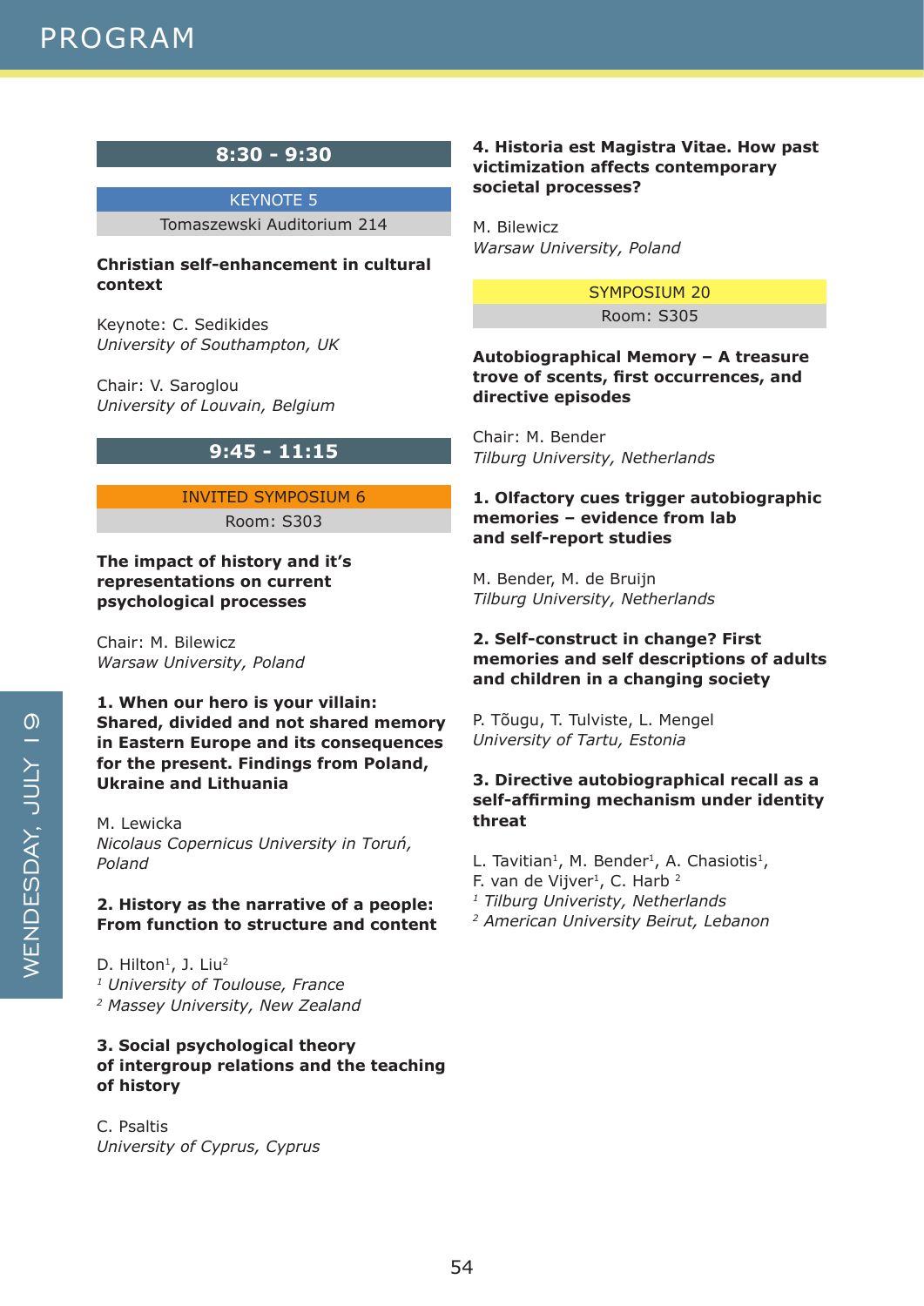## 8:30 - 9:30

**KEYNOTE 5**
Tomaszewski Auditorium 214

**Christian self-enhancement in cultural context**

Keynote: C. Sedikides
*University of Southampton, UK*

Chair: V. Saroglou
*University of Louvain, Belgium*

## 9:45 - 11:15

**INVITED SYMPOSIUM 6**
Room: S303

**The impact of history and it's representations on current psychological processes**

Chair: M. Bilewicz
*Warsaw University, Poland*

**1. When our hero is your villain: Shared, divided and not shared memory in Eastern Europe and its consequences for the present. Findings from Poland, Ukraine and Lithuania**

M. Lewicka
*Nicolaus Copernicus University in Toruń, Poland*

**2. History as the narrative of a people: From function to structure and content**

D. Hilton[1], J. Liu[2]
[1] *University of Toulouse, France*
[2] *Massey University, New Zealand*

**3. Social psychological theory of intergroup relations and the teaching of history**

C. Psaltis
*University of Cyprus, Cyprus*

**4. Historia est Magistra Vitae. How past victimization affects contemporary societal processes?**

M. Bilewicz
*Warsaw University, Poland*

**SYMPOSIUM 20**
Room: S305

**Autobiographical Memory – A treasure trove of scents, first occurrences, and directive episodes**

Chair: M. Bender
*Tilburg University, Netherlands*

**1. Olfactory cues trigger autobiographic memories – evidence from lab and self-report studies**

M. Bender, M. de Bruijn
*Tilburg University, Netherlands*

**2. Self-construct in change? First memories and self descriptions of adults and children in a changing society**

P. Tõugu, T. Tulviste, L. Mengel
*University of Tartu, Estonia*

**3. Directive autobiographical recall as a self-affirming mechanism under identity threat**

L. Tavitian[1], M. Bender[1], A. Chasiotis[1], F. van de Vijver[1], C. Harb [2]
[1] *Tilburg Univeristy, Netherlands*
[2] *American University Beirut, Lebanon*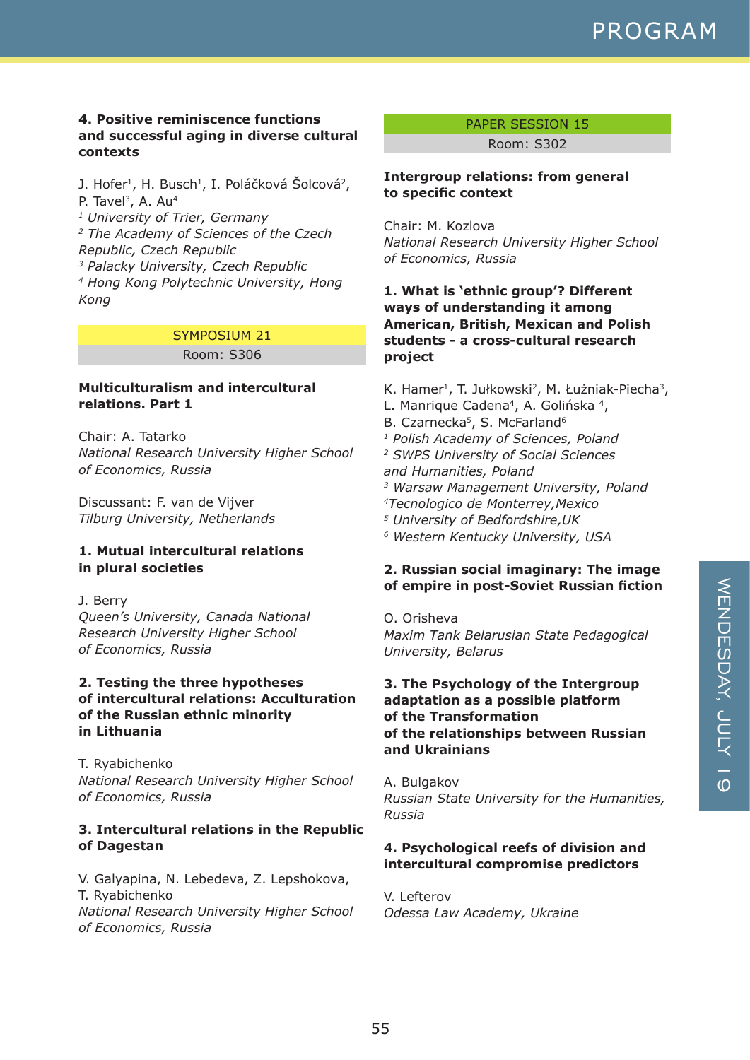**4. Positive reminiscence functions and successful aging in diverse cultural contexts**

J. Hofer[1], H. Busch[1], I. Poláčková Šolcová[2], P. Tavel[3], A. Au[4]
[1] *University of Trier, Germany*
[2] *The Academy of Sciences of the Czech Republic, Czech Republic*
[3] *Palacky University, Czech Republic*
[4] *Hong Kong Polytechnic University, Hong Kong*

SYMPOSIUM 21
Room: S306

**Multiculturalism and intercultural relations. Part 1**

Chair: A. Tatarko
*National Research University Higher School of Economics, Russia*

Discussant: F. van de Vijver
*Tilburg University, Netherlands*

**1. Mutual intercultural relations in plural societies**

J. Berry
*Queen's University, Canada National Research University Higher School of Economics, Russia*

**2. Testing the three hypotheses of intercultural relations: Acculturation of the Russian ethnic minority in Lithuania**

T. Ryabichenko
*National Research University Higher School of Economics, Russia*

**3. Intercultural relations in the Republic of Dagestan**

V. Galyapina, N. Lebedeva, Z. Lepshokova, T. Ryabichenko
*National Research University Higher School of Economics, Russia*

PAPER SESSION 15
Room: S302

**Intergroup relations: from general to specific context**

Chair: M. Kozlova
*National Research University Higher School of Economics, Russia*

**1. What is 'ethnic group'? Different ways of understanding it among American, British, Mexican and Polish students - a cross-cultural research project**

K. Hamer[1], T. Jułkowski[2], M. Łużniak-Piecha[3], L. Manrique Cadena[4], A. Golińska [4], B. Czarnecka[5], S. McFarland[6]
[1] *Polish Academy of Sciences, Poland*
[2] *SWPS University of Social Sciences and Humanities, Poland*
[3] *Warsaw Management University, Poland*
[4]*Tecnologico de Monterrey,Mexico*
[5] *University of Bedfordshire,UK*
[6] *Western Kentucky University, USA*

**2. Russian social imaginary: The image of empire in post-Soviet Russian fiction**

O. Orisheva
*Maxim Tank Belarusian State Pedagogical University, Belarus*

**3. The Psychology of the Intergroup adaptation as a possible platform of the Transformation of the relationships between Russian and Ukrainians**

A. Bulgakov
*Russian State University for the Humanities, Russia*

**4. Psychological reefs of division and intercultural compromise predictors**

V. Lefterov
*Odessa Law Academy, Ukraine*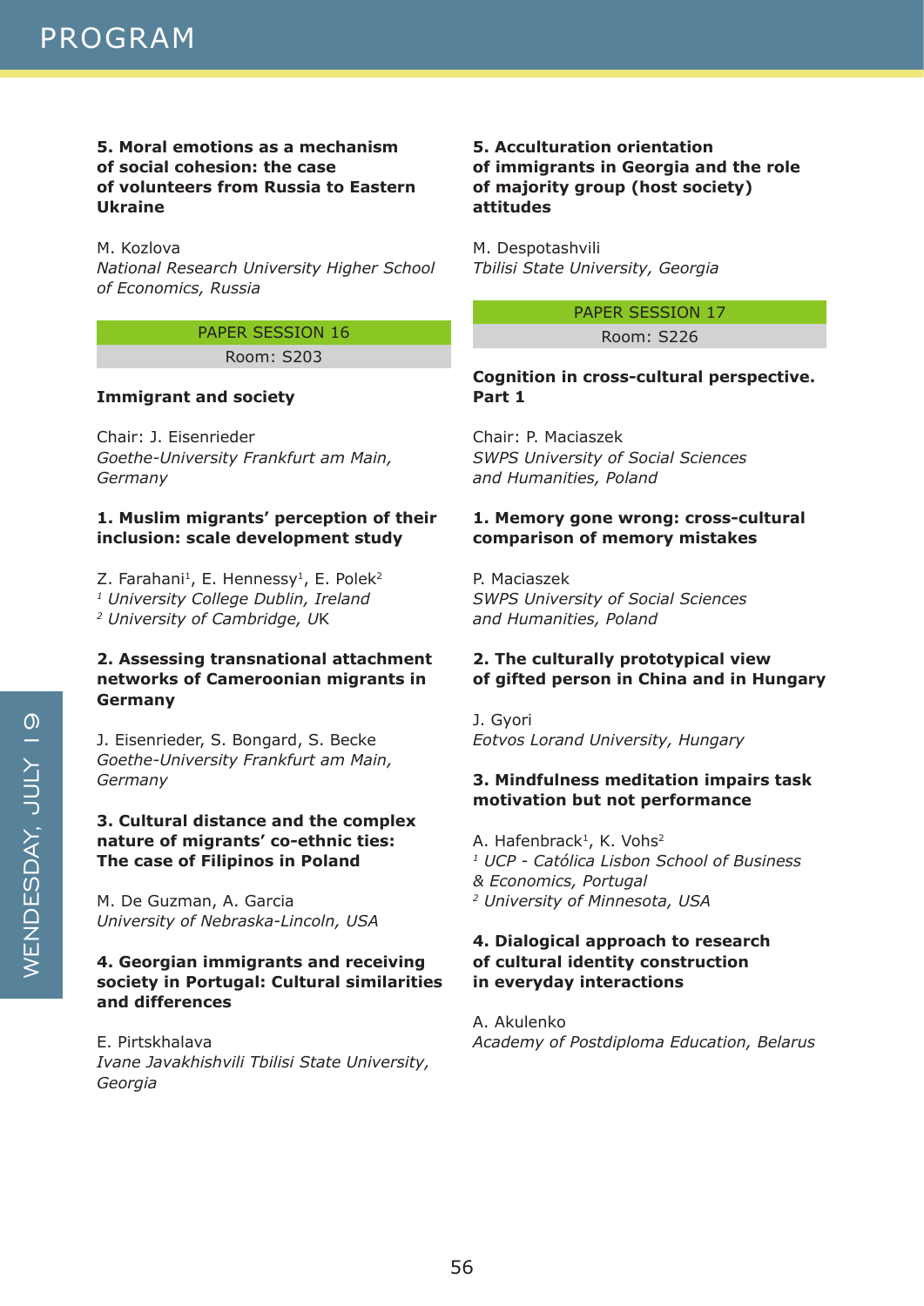**5. Moral emotions as a mechanism of social cohesion: the case of volunteers from Russia to Eastern Ukraine**

M. Kozlova
*National Research University Higher School of Economics, Russia*

PAPER SESSION 16
Room: S203

### Immigrant and society

Chair: J. Eisenrieder
*Goethe-University Frankfurt am Main, Germany*

**1. Muslim migrants' perception of their inclusion: scale development study**

Z. Farahani[1], E. Hennessy[1], E. Polek[2]
[1] *University College Dublin, Ireland*
[2] *University of Cambridge, UK*

**2. Assessing transnational attachment networks of Cameroonian migrants in Germany**

J. Eisenrieder, S. Bongard, S. Becke
*Goethe-University Frankfurt am Main, Germany*

**3. Cultural distance and the complex nature of migrants' co-ethnic ties: The case of Filipinos in Poland**

M. De Guzman, A. Garcia
*University of Nebraska-Lincoln, USA*

**4. Georgian immigrants and receiving society in Portugal: Cultural similarities and differences**

E. Pirtskhalava
*Ivane Javakhishvili Tbilisi State University, Georgia*

**5. Acculturation orientation of immigrants in Georgia and the role of majority group (host society) attitudes**

M. Despotashvili
*Tbilisi State University, Georgia*

PAPER SESSION 17
Room: S226

### Cognition in cross-cultural perspective. Part 1

Chair: P. Maciaszek
*SWPS University of Social Sciences and Humanities, Poland*

**1. Memory gone wrong: cross-cultural comparison of memory mistakes**

P. Maciaszek
*SWPS University of Social Sciences and Humanities, Poland*

**2. The culturally prototypical view of gifted person in China and in Hungary**

J. Gyori
*Eotvos Lorand University, Hungary*

**3. Mindfulness meditation impairs task motivation but not performance**

A. Hafenbrack[1], K. Vohs[2]
[1] *UCP - Católica Lisbon School of Business & Economics, Portugal*
[2] *University of Minnesota, USA*

**4. Dialogical approach to research of cultural identity construction in everyday interactions**

A. Akulenko
*Academy of Postdiploma Education, Belarus*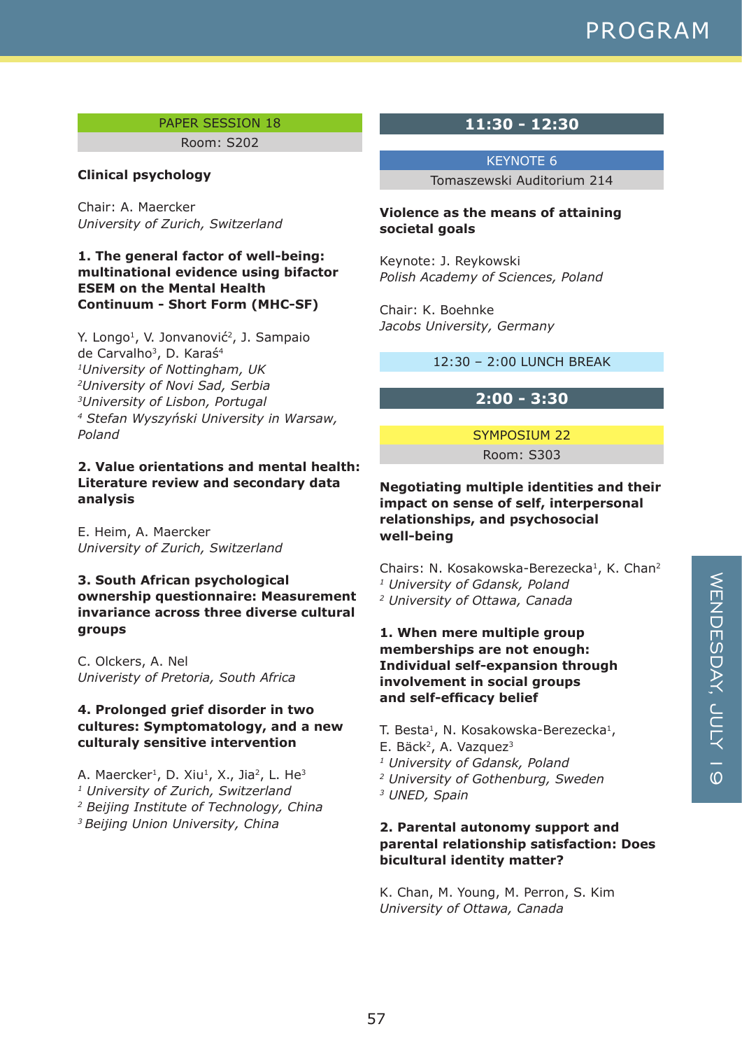PAPER SESSION 18

Room: S202

### Clinical psychology

Chair: A. Maercker
*University of Zurich, Switzerland*

**1. The general factor of well-being: multinational evidence using bifactor ESEM on the Mental Health Continuum - Short Form (MHC-SF)**

Y. Longo[1], V. Jonvanović[2], J. Sampaio de Carvalho[3], D. Karaś[4]
[1]*University of Nottingham, UK*
[2]*University of Novi Sad, Serbia*
[3]*University of Lisbon, Portugal*
[4] *Stefan Wyszyński University in Warsaw, Poland*

**2. Value orientations and mental health: Literature review and secondary data analysis**

E. Heim, A. Maercker
*University of Zurich, Switzerland*

**3. South African psychological ownership questionnaire: Measurement invariance across three diverse cultural groups**

C. Olckers, A. Nel
*Univeristy of Pretoria, South Africa*

**4. Prolonged grief disorder in two cultures: Symptomatology, and a new culturaly sensitive intervention**

A. Maercker[1], D. Xiu[1], X., Jia[2], L. He[3]
[1] *University of Zurich, Switzerland*
[2] *Beijing Institute of Technology, China*
[3] *Beijing Union University, China*

## 11:30 - 12:30

KEYNOTE 6

Tomaszewski Auditorium 214

### Violence as the means of attaining societal goals

Keynote: J. Reykowski
*Polish Academy of Sciences, Poland*

Chair: K. Boehnke
*Jacobs University, Germany*

12:30 – 2:00 LUNCH BREAK

## 2:00 - 3:30

SYMPOSIUM 22

Room: S303

### Negotiating multiple identities and their impact on sense of self, interpersonal relationships, and psychosocial well-being

Chairs: N. Kosakowska-Berezecka[1], K. Chan[2]
[1] *University of Gdansk, Poland*
[2] *University of Ottawa, Canada*

**1. When mere multiple group memberships are not enough: Individual self-expansion through involvement in social groups and self-efficacy belief**

T. Besta[1], N. Kosakowska-Berezecka[1], E. Bäck[2], A. Vazquez[3]
[1] *University of Gdansk, Poland*
[2] *University of Gothenburg, Sweden*
[3] *UNED, Spain*

**2. Parental autonomy support and parental relationship satisfaction: Does bicultural identity matter?**

K. Chan, M. Young, M. Perron, S. Kim
*University of Ottawa, Canada*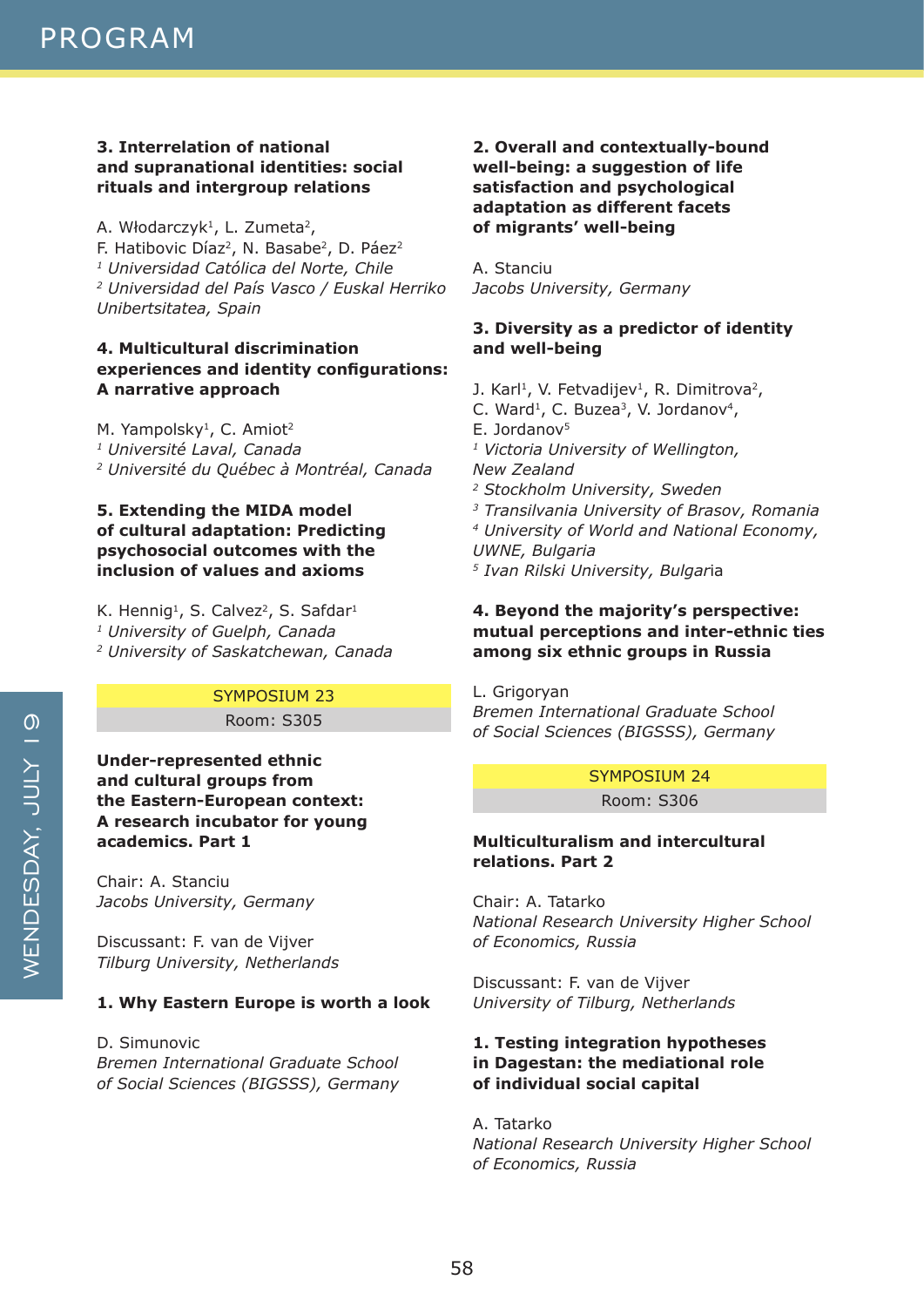**3. Interrelation of national and supranational identities: social rituals and intergroup relations**

A. Włodarczyk[1], L. Zumeta[2], F. Hatibovic Díaz[2], N. Basabe[2], D. Páez[2]
[1] *Universidad Católica del Norte, Chile*
[2] *Universidad del País Vasco / Euskal Herriko Unibertsitatea, Spain*

**4. Multicultural discrimination experiences and identity configurations: A narrative approach**

M. Yampolsky[1], C. Amiot[2]
[1] *Université Laval, Canada*
[2] *Université du Québec à Montréal, Canada*

**5. Extending the MIDA model of cultural adaptation: Predicting psychosocial outcomes with the inclusion of values and axioms**

K. Hennig[1], S. Calvez[2], S. Safdar[1]
[1] *University of Guelph, Canada*
[2] *University of Saskatchewan, Canada*

## SYMPOSIUM 23

Room: S305

**Under-represented ethnic and cultural groups from the Eastern-European context: A research incubator for young academics. Part 1**

Chair: A. Stanciu
*Jacobs University, Germany*

Discussant: F. van de Vijver
*Tilburg University, Netherlands*

**1. Why Eastern Europe is worth a look**

D. Simunovic
*Bremen International Graduate School of Social Sciences (BIGSSS), Germany*

**2. Overall and contextually-bound well-being: a suggestion of life satisfaction and psychological adaptation as different facets of migrants' well-being**

A. Stanciu
*Jacobs University, Germany*

**3. Diversity as a predictor of identity and well-being**

J. Karl[1], V. Fetvadijev[1], R. Dimitrova[2], C. Ward[1], C. Buzea[3], V. Jordanov[4], E. Jordanov[5]
[1] *Victoria University of Wellington, New Zealand*
[2] *Stockholm University, Sweden*
[3] *Transilvania University of Brasov, Romania*
[4] *University of World and National Economy, UWNE, Bulgaria*
[5] *Ivan Rilski University, Bulgaria*

**4. Beyond the majority's perspective: mutual perceptions and inter-ethnic ties among six ethnic groups in Russia**

L. Grigoryan
*Bremen International Graduate School of Social Sciences (BIGSSS), Germany*

## SYMPOSIUM 24

Room: S306

**Multiculturalism and intercultural relations. Part 2**

Chair: A. Tatarko
*National Research University Higher School of Economics, Russia*

Discussant: F. van de Vijver
*University of Tilburg, Netherlands*

**1. Testing integration hypotheses in Dagestan: the mediational role of individual social capital**

A. Tatarko
*National Research University Higher School of Economics, Russia*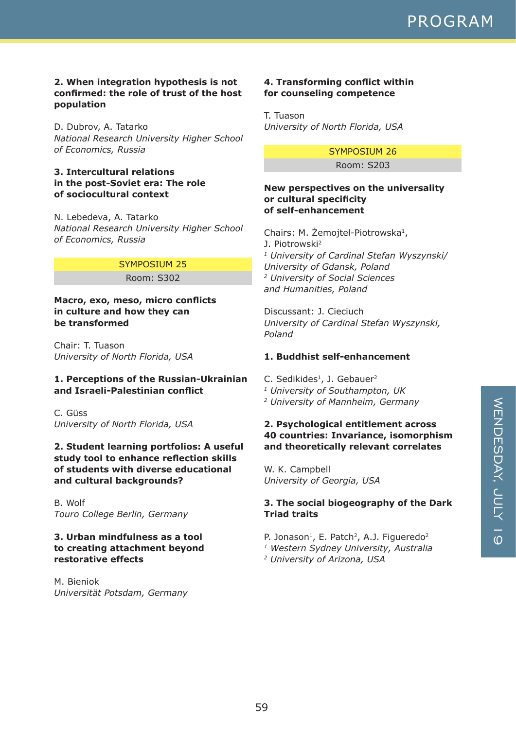**2. When integration hypothesis is not confirmed: the role of trust of the host population**

D. Dubrov, A. Tatarko
*National Research University Higher School of Economics, Russia*

**3. Intercultural relations in the post-Soviet era: The role of sociocultural context**

N. Lebedeva, A. Tatarko
*National Research University Higher School of Economics, Russia*

## SYMPOSIUM 25

Room: S302

### Macro, exo, meso, micro conflicts in culture and how they can be transformed

Chair: T. Tuason
*University of North Florida, USA*

**1. Perceptions of the Russian-Ukrainian and Israeli-Palestinian conflict**

C. Güss
*University of North Florida, USA*

**2. Student learning portfolios: A useful study tool to enhance reflection skills of students with diverse educational and cultural backgrounds?**

B. Wolf
*Touro College Berlin, Germany*

**3. Urban mindfulness as a tool to creating attachment beyond restorative effects**

M. Bieniok
*Universität Potsdam, Germany*

**4. Transforming conflict within for counseling competence**

T. Tuason
*University of North Florida, USA*

## SYMPOSIUM 26

Room: S203

### New perspectives on the universality or cultural specificity of self-enhancement

Chairs: M. Żemojtel-Piotrowska[1], J. Piotrowski[2]
[1] *University of Cardinal Stefan Wyszynski/ University of Gdansk, Poland*
[2] *University of Social Sciences and Humanities, Poland*

Discussant: J. Cieciuch
*University of Cardinal Stefan Wyszynski, Poland*

**1. Buddhist self-enhancement**

C. Sedikides[1], J. Gebauer[2]
[1] *University of Southampton, UK*
[2] *University of Mannheim, Germany*

**2. Psychological entitlement across 40 countries: Invariance, isomorphism and theoretically relevant correlates**

W. K. Campbell
*University of Georgia, USA*

**3. The social biogeography of the Dark Triad traits**

P. Jonason[1], E. Patch[2], A.J. Figueredo[2]
[1] *Western Sydney University, Australia*
[2] *University of Arizona, USA*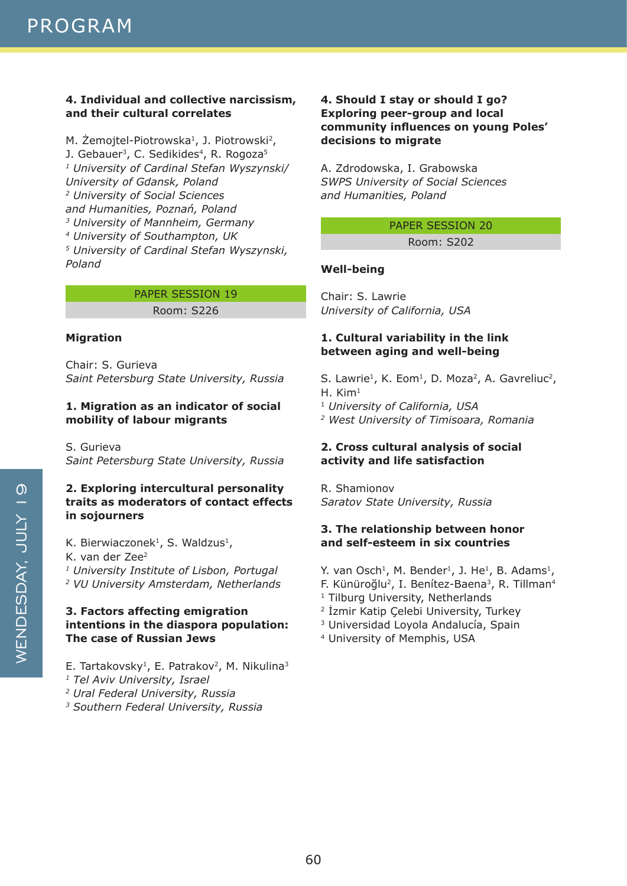**4. Individual and collective narcissism, and their cultural correlates**

M. Żemojtel-Piotrowska[1], J. Piotrowski[2], J. Gebauer[3], C. Sedikides[4], R. Rogoza[5]
[1] *University of Cardinal Stefan Wyszynski/ University of Gdansk, Poland*
[2] *University of Social Sciences and Humanities, Poznań, Poland*
[3] *University of Mannheim, Germany*
[4] *University of Southampton, UK*
[5] *University of Cardinal Stefan Wyszynski, Poland*

## PAPER SESSION 19
Room: S226

### Migration

Chair: S. Gurieva
*Saint Petersburg State University, Russia*

**1. Migration as an indicator of social mobility of labour migrants**

S. Gurieva
*Saint Petersburg State University, Russia*

**2. Exploring intercultural personality traits as moderators of contact effects in sojourners**

K. Bierwiaczonek[1], S. Waldzus[1], K. van der Zee[2]
[1] *University Institute of Lisbon, Portugal*
[2] *VU University Amsterdam, Netherlands*

**3. Factors affecting emigration intentions in the diaspora population: The case of Russian Jews**

E. Tartakovsky[1], E. Patrakov[2], M. Nikulina[3]
[1] *Tel Aviv University, Israel*
[2] *Ural Federal University, Russia*
[3] *Southern Federal University, Russia*

**4. Should I stay or should I go? Exploring peer-group and local community influences on young Poles' decisions to migrate**

A. Zdrodowska, I. Grabowska
*SWPS University of Social Sciences and Humanities, Poland*

## PAPER SESSION 20
Room: S202

### Well-being

Chair: S. Lawrie
*University of California, USA*

**1. Cultural variability in the link between aging and well-being**

S. Lawrie[1], K. Eom[1], D. Moza[2], A. Gavreliuc[2], H. Kim[1]
[1] *University of California, USA*
[2] *West University of Timisoara, Romania*

**2. Cross cultural analysis of social activity and life satisfaction**

R. Shamionov
*Saratov State University, Russia*

**3. The relationship between honor and self-esteem in six countries**

Y. van Osch[1], M. Bender[1], J. He[1], B. Adams[1], F. Künüroğlu[2], I. Benítez-Baena[3], R. Tillman[4]
[1] Tilburg University, Netherlands
[2] İzmir Katip Çelebi University, Turkey
[3] Universidad Loyola Andalucía, Spain
[4] University of Memphis, USA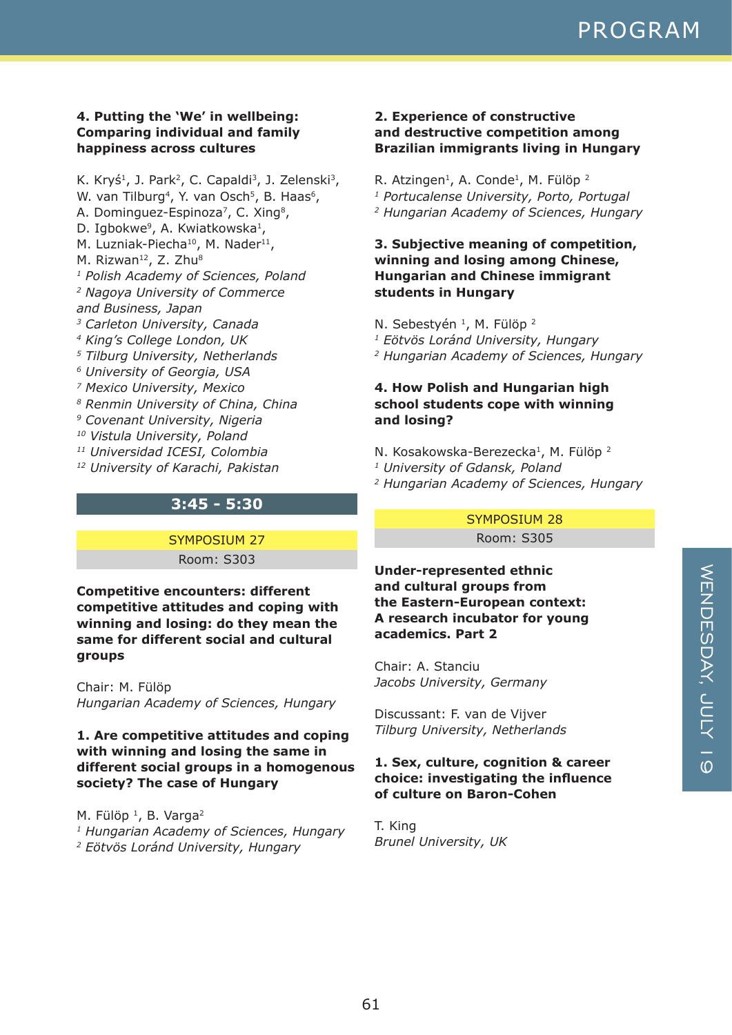**4. Putting the 'We' in wellbeing: Comparing individual and family happiness across cultures**

K. Kryś[1], J. Park[2], C. Capaldi[3], J. Zelenski[3], W. van Tilburg[4], Y. van Osch[5], B. Haas[6], A. Dominguez-Espinoza[7], C. Xing[8], D. Igbokwe[9], A. Kwiatkowska[1], M. Luzniak-Piecha[10], M. Nader[11], M. Rizwan[12], Z. Zhu[8]

[1] *Polish Academy of Sciences, Poland*
[2] *Nagoya University of Commerce and Business, Japan*
[3] *Carleton University, Canada*
[4] *King's College London, UK*
[5] *Tilburg University, Netherlands*
[6] *University of Georgia, USA*
[7] *Mexico University, Mexico*
[8] *Renmin University of China, China*
[9] *Covenant University, Nigeria*
[10] *Vistula University, Poland*
[11] *Universidad ICESI, Colombia*
[12] *University of Karachi, Pakistan*

## 3:45 - 5:30

### SYMPOSIUM 27

Room: S303

**Competitive encounters: different competitive attitudes and coping with winning and losing: do they mean the same for different social and cultural groups**

Chair: M. Fülöp
*Hungarian Academy of Sciences, Hungary*

**1. Are competitive attitudes and coping with winning and losing the same in different social groups in a homogenous society? The case of Hungary**

M. Fülöp [1], B. Varga[2]

[1] *Hungarian Academy of Sciences, Hungary*
[2] *Eötvös Loránd University, Hungary*

**2. Experience of constructive and destructive competition among Brazilian immigrants living in Hungary**

R. Atzingen[1], A. Conde[1], M. Fülöp [2]

[1] *Portucalense University, Porto, Portugal*
[2] *Hungarian Academy of Sciences, Hungary*

**3. Subjective meaning of competition, winning and losing among Chinese, Hungarian and Chinese immigrant students in Hungary**

N. Sebestyén [1], M. Fülöp [2]

[1] *Eötvös Loránd University, Hungary*
[2] *Hungarian Academy of Sciences, Hungary*

**4. How Polish and Hungarian high school students cope with winning and losing?**

N. Kosakowska-Berezecka[1], M. Fülöp [2]

[1] *University of Gdansk, Poland*
[2] *Hungarian Academy of Sciences, Hungary*

### SYMPOSIUM 28

Room: S305

**Under-represented ethnic and cultural groups from the Eastern-European context: A research incubator for young academics. Part 2**

Chair: A. Stanciu
*Jacobs University, Germany*

Discussant: F. van de Vijver
*Tilburg University, Netherlands*

**1. Sex, culture, cognition & career choice: investigating the influence of culture on Baron-Cohen**

T. King
*Brunel University, UK*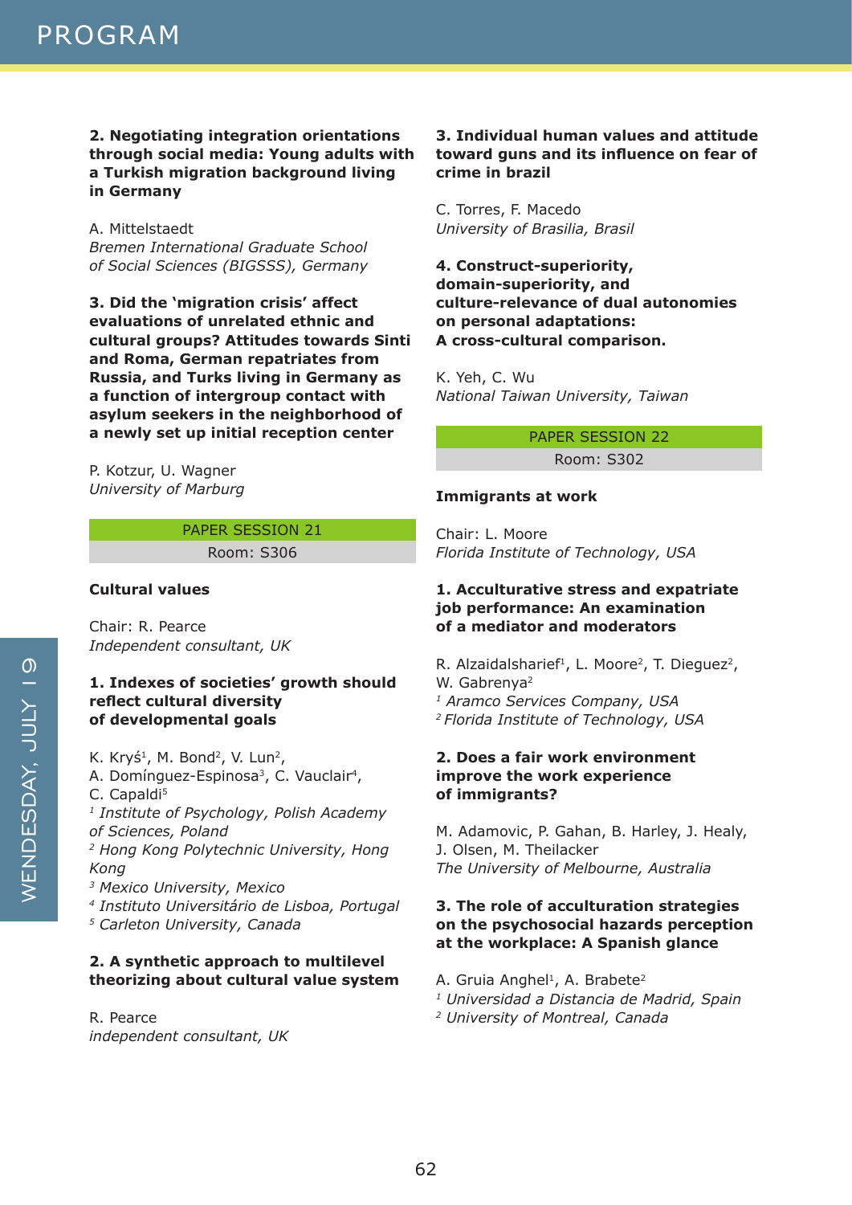**2. Negotiating integration orientations through social media: Young adults with a Turkish migration background living in Germany**

A. Mittelstaedt
*Bremen International Graduate School of Social Sciences (BIGSSS), Germany*

**3. Did the 'migration crisis' affect evaluations of unrelated ethnic and cultural groups? Attitudes towards Sinti and Roma, German repatriates from Russia, and Turks living in Germany as a function of intergroup contact with asylum seekers in the neighborhood of a newly set up initial reception center**

P. Kotzur, U. Wagner
*University of Marburg*

PAPER SESSION 21
Room: S306

**Cultural values**

Chair: R. Pearce
*Independent consultant, UK*

**1. Indexes of societies' growth should reflect cultural diversity of developmental goals**

K. Kryś[1], M. Bond[2], V. Lun[2], A. Domínguez-Espinosa[3], C. Vauclair[4], C. Capaldi[5]
[1] *Institute of Psychology, Polish Academy of Sciences, Poland*
[2] *Hong Kong Polytechnic University, Hong Kong*
[3] *Mexico University, Mexico*
[4] *Instituto Universitário de Lisboa, Portugal*
[5] *Carleton University, Canada*

**2. A synthetic approach to multilevel theorizing about cultural value system**

R. Pearce
*independent consultant, UK*

**3. Individual human values and attitude toward guns and its influence on fear of crime in brazil**

C. Torres, F. Macedo
*University of Brasilia, Brasil*

**4. Construct-superiority, domain-superiority, and culture-relevance of dual autonomies on personal adaptations: A cross-cultural comparison.**

K. Yeh, C. Wu
*National Taiwan University, Taiwan*

PAPER SESSION 22
Room: S302

**Immigrants at work**

Chair: L. Moore
*Florida Institute of Technology, USA*

**1. Acculturative stress and expatriate job performance: An examination of a mediator and moderators**

R. Alzaidalsharief[1], L. Moore[2], T. Dieguez[2], W. Gabrenya[2]
[1] *Aramco Services Company, USA*
[2] *Florida Institute of Technology, USA*

**2. Does a fair work environment improve the work experience of immigrants?**

M. Adamovic, P. Gahan, B. Harley, J. Healy, J. Olsen, M. Theilacker
*The University of Melbourne, Australia*

**3. The role of acculturation strategies on the psychosocial hazards perception at the workplace: A Spanish glance**

A. Gruia Anghel[1], A. Brabete[2]
[1] *Universidad a Distancia de Madrid, Spain*
[2] *University of Montreal, Canada*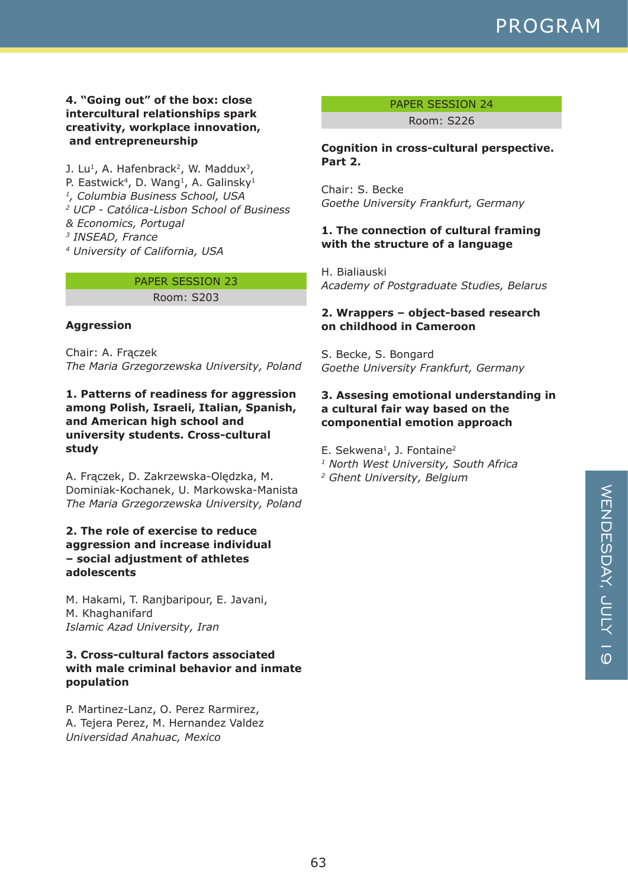**4. "Going out" of the box: close intercultural relationships spark creativity, workplace innovation, and entrepreneurship**

J. Lu[1], A. Hafenbrack[2], W. Maddux[3], P. Eastwick[4], D. Wang[1], A. Galinsky[1]
*[1], Columbia Business School, USA*
*[2] UCP - Católica-Lisbon School of Business & Economics, Portugal*
*[3] INSEAD, France*
*[4] University of California, USA*

## PAPER SESSION 23

Room: S203

### Aggression

Chair: A. Frączek
*The Maria Grzegorzewska University, Poland*

**1. Patterns of readiness for aggression among Polish, Israeli, Italian, Spanish, and American high school and university students. Cross-cultural study**

A. Frączek, D. Zakrzewska-Olędzka, M. Dominiak-Kochanek, U. Markowska-Manista
*The Maria Grzegorzewska University, Poland*

**2. The role of exercise to reduce aggression and increase individual – social adjustment of athletes adolescents**

M. Hakami, T. Ranjbaripour, E. Javani, M. Khaghanifard
*Islamic Azad University, Iran*

**3. Cross-cultural factors associated with male criminal behavior and inmate population**

P. Martinez-Lanz, O. Perez Rarmirez, A. Tejera Perez, M. Hernandez Valdez
*Universidad Anahuac, Mexico*

## PAPER SESSION 24

Room: S226

### Cognition in cross-cultural perspective. Part 2.

Chair: S. Becke
*Goethe University Frankfurt, Germany*

**1. The connection of cultural framing with the structure of a language**

H. Bialiauski
*Academy of Postgraduate Studies, Belarus*

**2. Wrappers – object-based research on childhood in Cameroon**

S. Becke, S. Bongard
*Goethe University Frankfurt, Germany*

**3. Assesing emotional understanding in a cultural fair way based on the componential emotion approach**

E. Sekwena[1], J. Fontaine[2]
*[1] North West University, South Africa*
*[2] Ghent University, Belgium*